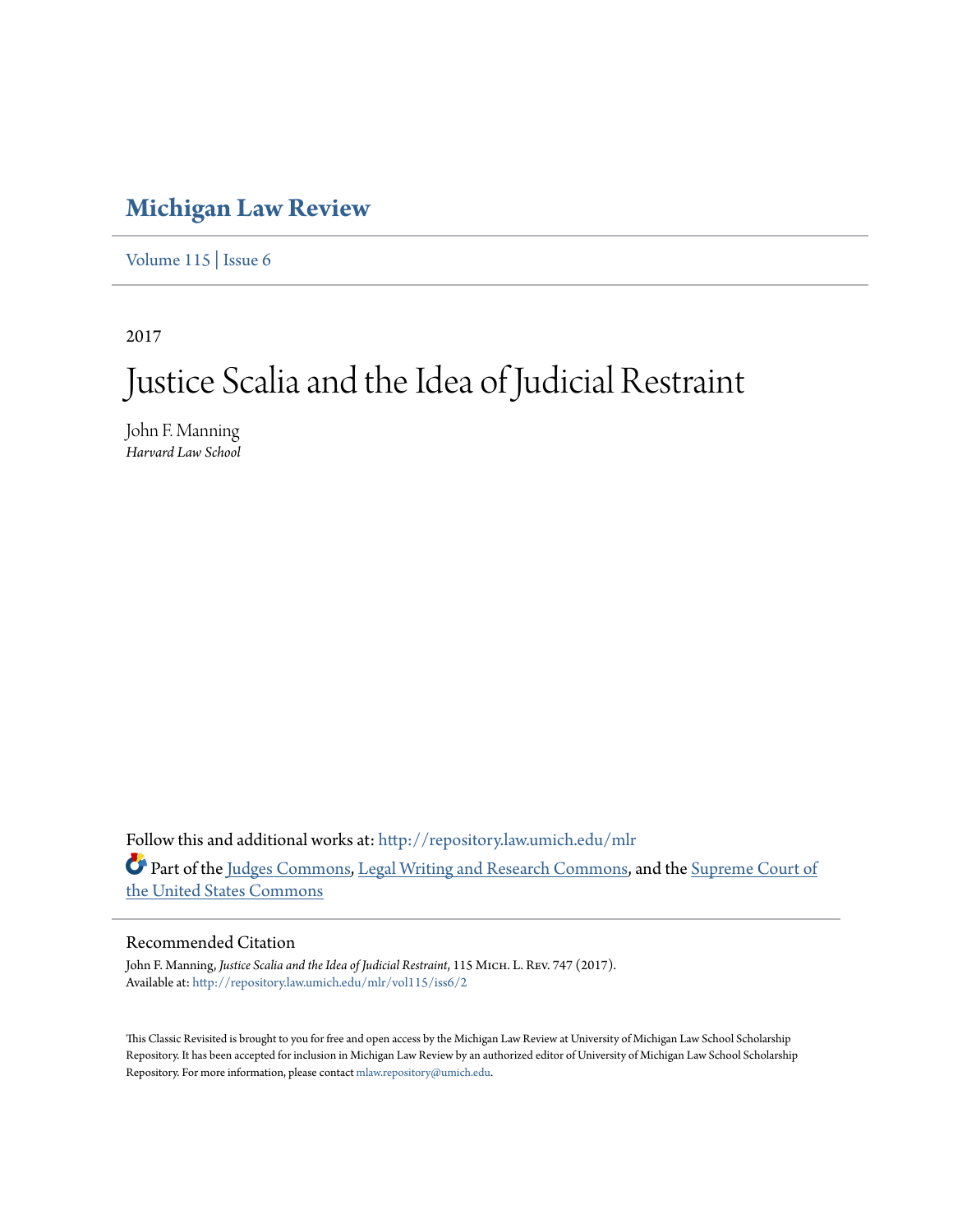# Michigan Law Review

Volume 115 | Issue 6

2017

# Justice Scalia and the Idea of Judicial Restraint

John F. Manning
*Harvard Law School*

Follow this and additional works at: http://repository.law.umich.edu/mlr

Part of the Judges Commons, Legal Writing and Research Commons, and the Supreme Court of the United States Commons

## Recommended Citation

John F. Manning, *Justice Scalia and the Idea of Judicial Restraint*, 115 Mich. L. Rev. 747 (2017).
Available at: http://repository.law.umich.edu/mlr/vol115/iss6/2

This Classic Revisited is brought to you for free and open access by the Michigan Law Review at University of Michigan Law School Scholarship Repository. It has been accepted for inclusion in Michigan Law Review by an authorized editor of University of Michigan Law School Scholarship Repository. For more information, please contact mlaw.repository@umich.edu.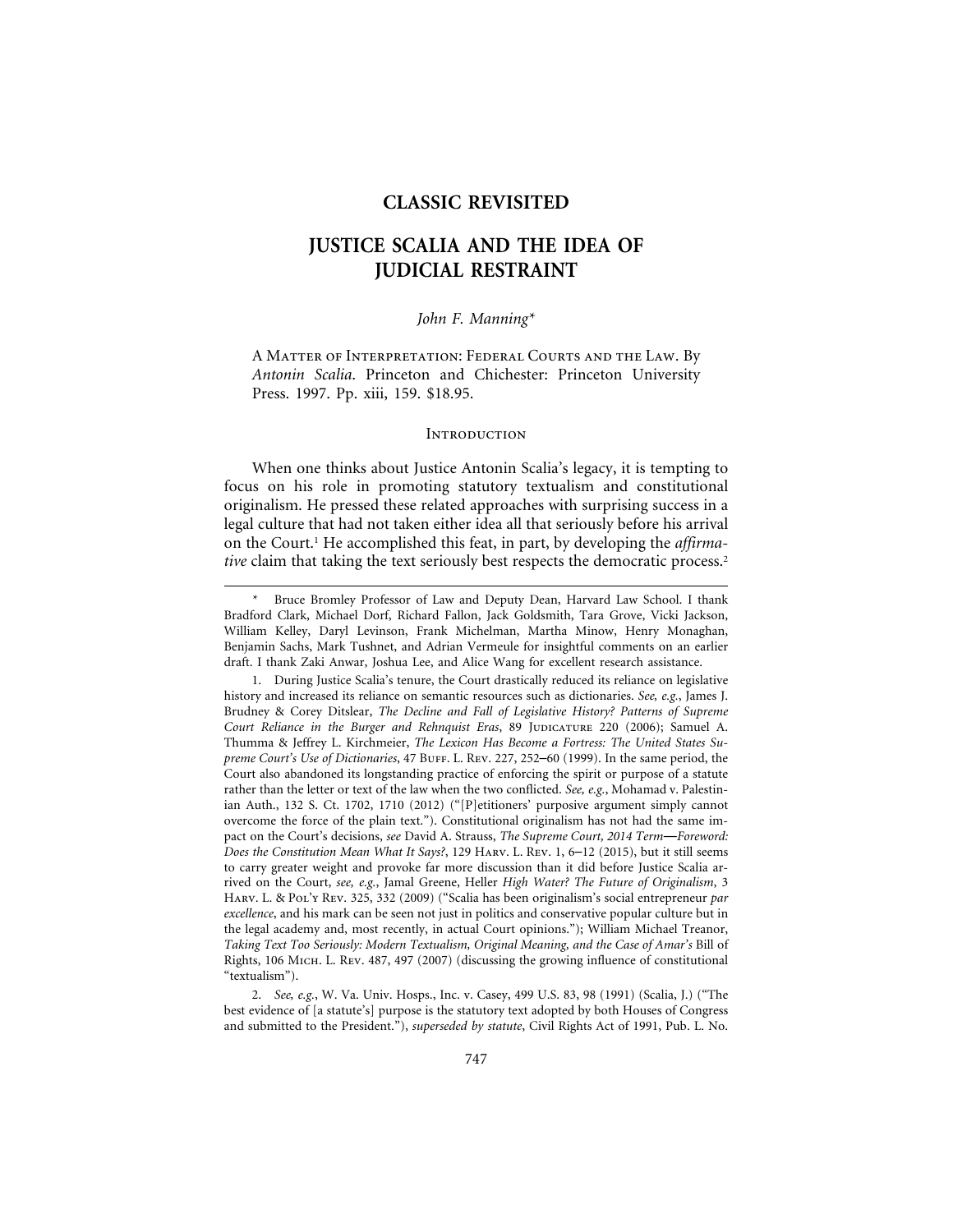# CLASSIC REVISITED

# JUSTICE SCALIA AND THE IDEA OF JUDICIAL RESTRAINT

*John F. Manning\**

A MATTER OF INTERPRETATION: FEDERAL COURTS AND THE LAW. By *Antonin Scalia*. Princeton and Chichester: Princeton University Press. 1997. Pp. xiii, 159. $18.95.

## INTRODUCTION

When one thinks about Justice Antonin Scalia's legacy, it is tempting to focus on his role in promoting statutory textualism and constitutional originalism. He pressed these related approaches with surprising success in a legal culture that had not taken either idea all that seriously before his arrival on the Court.[1] He accomplished this feat, in part, by developing the *affirmative* claim that taking the text seriously best respects the democratic process.[2]

---

\* Bruce Bromley Professor of Law and Deputy Dean, Harvard Law School. I thank Bradford Clark, Michael Dorf, Richard Fallon, Jack Goldsmith, Tara Grove, Vicki Jackson, William Kelley, Daryl Levinson, Frank Michelman, Martha Minow, Henry Monaghan, Benjamin Sachs, Mark Tushnet, and Adrian Vermeule for insightful comments on an earlier draft. I thank Zaki Anwar, Joshua Lee, and Alice Wang for excellent research assistance.

1. During Justice Scalia's tenure, the Court drastically reduced its reliance on legislative history and increased its reliance on semantic resources such as dictionaries. *See, e.g.*, James J. Brudney & Corey Ditslear, *The Decline and Fall of Legislative History? Patterns of Supreme Court Reliance in the Burger and Rehnquist Eras*, 89 JUDICATURE 220 (2006); Samuel A. Thumma & Jeffrey L. Kirchmeier, *The Lexicon Has Become a Fortress: The United States Supreme Court's Use of Dictionaries*, 47 BUFF. L. REV. 227, 252–60 (1999). In the same period, the Court also abandoned its longstanding practice of enforcing the spirit or purpose of a statute rather than the letter or text of the law when the two conflicted. *See, e.g.*, Mohamad v. Palestinian Auth., 132 S. Ct. 1702, 1710 (2012) ("[P]etitioners' purposive argument simply cannot overcome the force of the plain text."). Constitutional originalism has not had the same impact on the Court's decisions, *see* David A. Strauss, *The Supreme Court, 2014 Term—Foreword: Does the Constitution Mean What It Says?*, 129 HARV. L. REV. 1, 6–12 (2015), but it still seems to carry greater weight and provoke far more discussion than it did before Justice Scalia arrived on the Court, *see, e.g.*, Jamal Greene, Heller *High Water? The Future of Originalism*, 3 HARV. L. & POL'Y REV. 325, 332 (2009) ("Scalia has been originalism's social entrepreneur *par excellence*, and his mark can be seen not just in politics and conservative popular culture but in the legal academy and, most recently, in actual Court opinions."); William Michael Treanor, *Taking Text Too Seriously: Modern Textualism, Original Meaning, and the Case of Amar's* Bill of Rights, 106 MICH. L. REV. 487, 497 (2007) (discussing the growing influence of constitutional "textualism").

2. *See, e.g.*, W. Va. Univ. Hosps., Inc. v. Casey, 499 U.S. 83, 98 (1991) (Scalia, J.) ("The best evidence of [a statute's] purpose is the statutory text adopted by both Houses of Congress and submitted to the President."), *superseded by statute*, Civil Rights Act of 1991, Pub. L. No.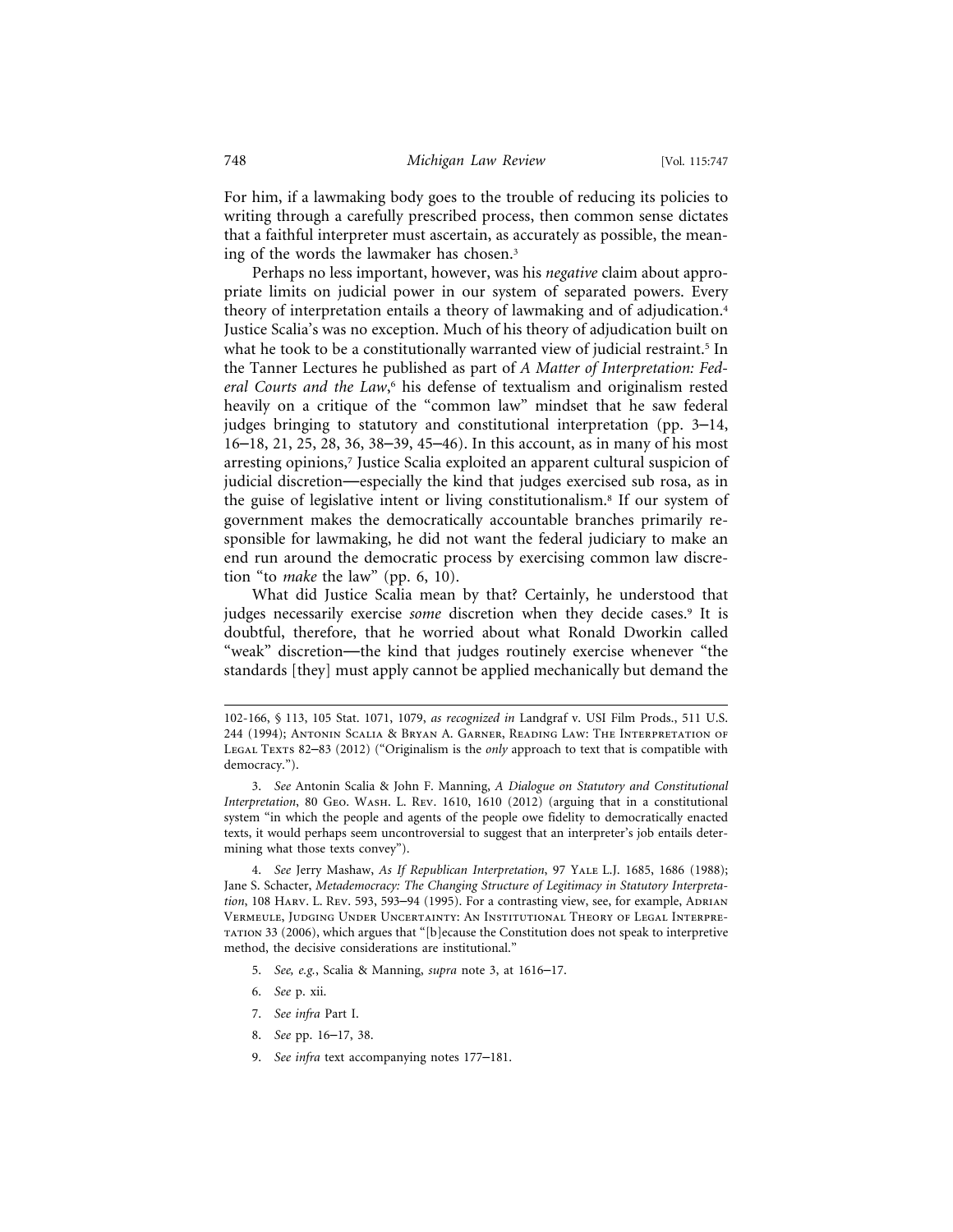For him, if a lawmaking body goes to the trouble of reducing its policies to writing through a carefully prescribed process, then common sense dictates that a faithful interpreter must ascertain, as accurately as possible, the meaning of the words the lawmaker has chosen.[3]

Perhaps no less important, however, was his *negative* claim about appropriate limits on judicial power in our system of separated powers. Every theory of interpretation entails a theory of lawmaking and of adjudication.[4] Justice Scalia's was no exception. Much of his theory of adjudication built on what he took to be a constitutionally warranted view of judicial restraint.[5] In the Tanner Lectures he published as part of *A Matter of Interpretation: Federal Courts and the Law*,[6] his defense of textualism and originalism rested heavily on a critique of the "common law" mindset that he saw federal judges bringing to statutory and constitutional interpretation (pp. 3–14, 16–18, 21, 25, 28, 36, 38–39, 45–46). In this account, as in many of his most arresting opinions,[7] Justice Scalia exploited an apparent cultural suspicion of judicial discretion—especially the kind that judges exercised sub rosa, as in the guise of legislative intent or living constitutionalism.[8] If our system of government makes the democratically accountable branches primarily responsible for lawmaking, he did not want the federal judiciary to make an end run around the democratic process by exercising common law discretion "to *make* the law" (pp. 6, 10).

What did Justice Scalia mean by that? Certainly, he understood that judges necessarily exercise *some* discretion when they decide cases.[9] It is doubtful, therefore, that he worried about what Ronald Dworkin called "weak" discretion—the kind that judges routinely exercise whenever "the standards [they] must apply cannot be applied mechanically but demand the

---

102-166, § 113, 105 Stat. 1071, 1079, *as recognized in* Landgraf v. USI Film Prods., 511 U.S. 244 (1994); Antonin Scalia & Bryan A. Garner, Reading Law: The Interpretation of Legal Texts 82–83 (2012) ("Originalism is the *only* approach to text that is compatible with democracy.").

3. *See* Antonin Scalia & John F. Manning, *A Dialogue on Statutory and Constitutional Interpretation*, 80 Geo. Wash. L. Rev. 1610, 1610 (2012) (arguing that in a constitutional system "in which the people and agents of the people owe fidelity to democratically enacted texts, it would perhaps seem uncontroversial to suggest that an interpreter's job entails determining what those texts convey").

4. *See* Jerry Mashaw, *As If Republican Interpretation*, 97 Yale L.J. 1685, 1686 (1988); Jane S. Schacter, *Metademocracy: The Changing Structure of Legitimacy in Statutory Interpretation*, 108 Harv. L. Rev. 593, 593–94 (1995). For a contrasting view, see, for example, Adrian Vermeule, Judging Under Uncertainty: An Institutional Theory of Legal Interpretation 33 (2006), which argues that "[b]ecause the Constitution does not speak to interpretive method, the decisive considerations are institutional."

5. *See, e.g.*, Scalia & Manning, *supra* note 3, at 1616–17.

6. *See* p. xii.

7. *See infra* Part I.

8. *See* pp. 16–17, 38.

9. *See infra* text accompanying notes 177–181.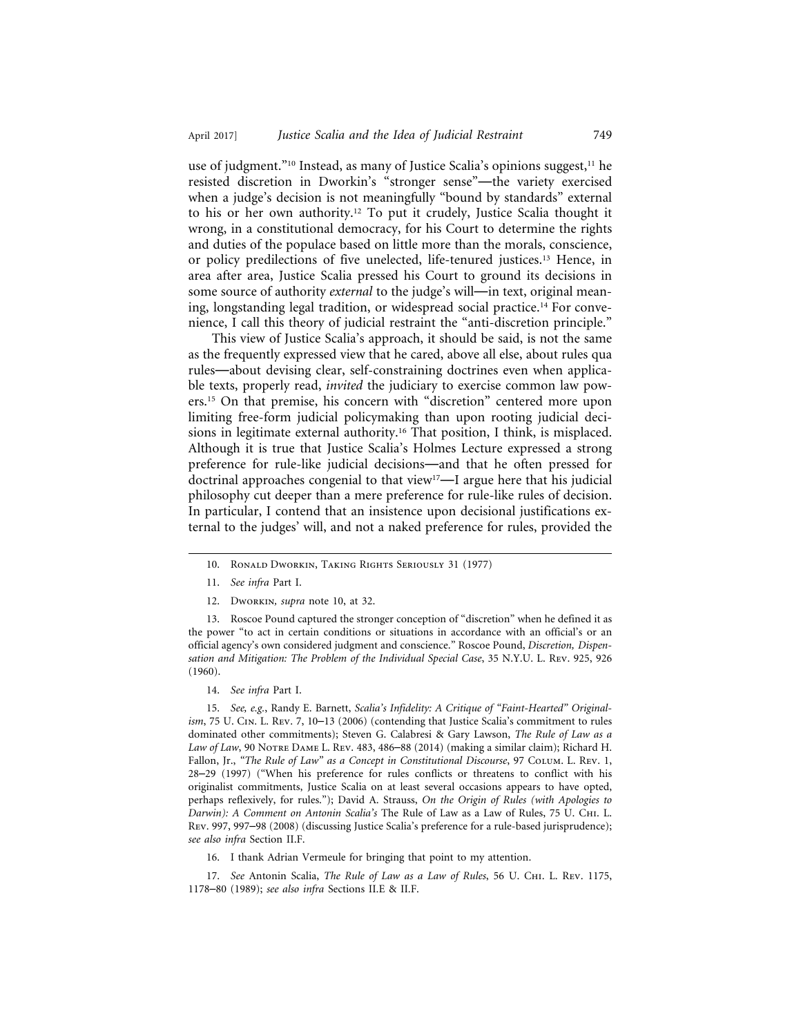use of judgment."[10] Instead, as many of Justice Scalia's opinions suggest,[11] he resisted discretion in Dworkin's "stronger sense"—the variety exercised when a judge's decision is not meaningfully "bound by standards" external to his or her own authority.[12] To put it crudely, Justice Scalia thought it wrong, in a constitutional democracy, for his Court to determine the rights and duties of the populace based on little more than the morals, conscience, or policy predilections of five unelected, life-tenured justices.[13] Hence, in area after area, Justice Scalia pressed his Court to ground its decisions in some source of authority *external* to the judge's will—in text, original meaning, longstanding legal tradition, or widespread social practice.[14] For convenience, I call this theory of judicial restraint the "anti-discretion principle."

This view of Justice Scalia's approach, it should be said, is not the same as the frequently expressed view that he cared, above all else, about rules qua rules—about devising clear, self-constraining doctrines even when applicable texts, properly read, *invited* the judiciary to exercise common law powers.[15] On that premise, his concern with "discretion" centered more upon limiting free-form judicial policymaking than upon rooting judicial decisions in legitimate external authority.[16] That position, I think, is misplaced. Although it is true that Justice Scalia's Holmes Lecture expressed a strong preference for rule-like judicial decisions—and that he often pressed for doctrinal approaches congenial to that view[17]—I argue here that his judicial philosophy cut deeper than a mere preference for rule-like rules of decision. In particular, I contend that an insistence upon decisional justifications external to the judges' will, and not a naked preference for rules, provided the

---

10. Ronald Dworkin, Taking Rights Seriously 31 (1977)

11. *See infra* Part I.

12. Dworkin, *supra* note 10, at 32.

13. Roscoe Pound captured the stronger conception of "discretion" when he defined it as the power "to act in certain conditions or situations in accordance with an official's or an official agency's own considered judgment and conscience." Roscoe Pound, *Discretion, Dispensation and Mitigation: The Problem of the Individual Special Case*, 35 N.Y.U. L. Rev. 925, 926 (1960).

14. *See infra* Part I.

15. *See, e.g.*, Randy E. Barnett, *Scalia's Infidelity: A Critique of "Faint-Hearted" Originalism*, 75 U. Cin. L. Rev. 7, 10–13 (2006) (contending that Justice Scalia's commitment to rules dominated other commitments); Steven G. Calabresi & Gary Lawson, *The Rule of Law as a Law of Law*, 90 Notre Dame L. Rev. 483, 486–88 (2014) (making a similar claim); Richard H. Fallon, Jr., *"The Rule of Law" as a Concept in Constitutional Discourse*, 97 Colum. L. Rev. 1, 28–29 (1997) ("When his preference for rules conflicts or threatens to conflict with his originalist commitments, Justice Scalia on at least several occasions appears to have opted, perhaps reflexively, for rules."); David A. Strauss, *On the Origin of Rules (with Apologies to Darwin): A Comment on Antonin Scalia's* The Rule of Law as a Law of Rules, 75 U. Chi. L. Rev. 997, 997–98 (2008) (discussing Justice Scalia's preference for a rule-based jurisprudence); *see also infra* Section II.F.

16. I thank Adrian Vermeule for bringing that point to my attention.

17. *See* Antonin Scalia, *The Rule of Law as a Law of Rules*, 56 U. Chi. L. Rev. 1175, 1178–80 (1989); *see also infra* Sections II.E & II.F.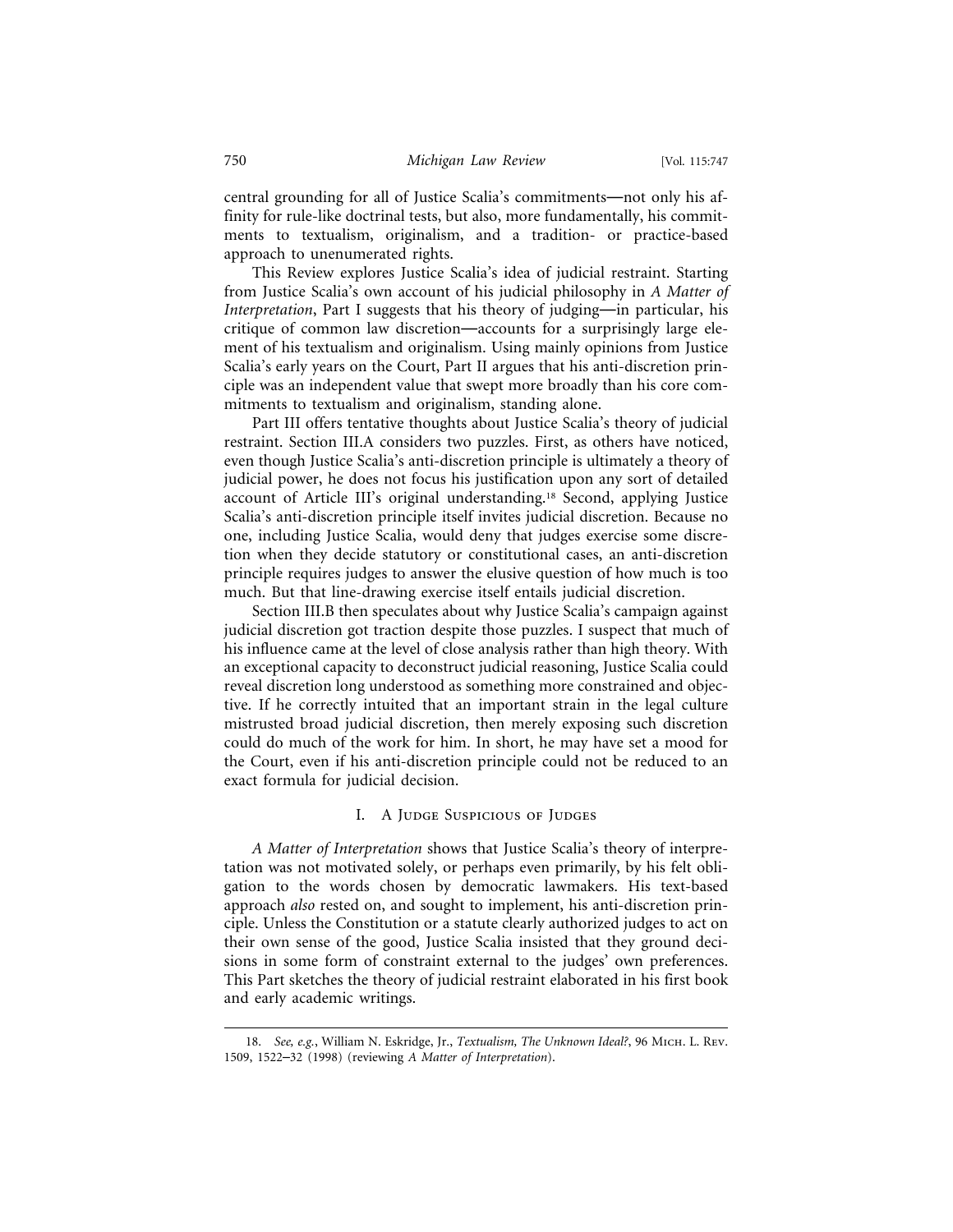central grounding for all of Justice Scalia's commitments—not only his affinity for rule-like doctrinal tests, but also, more fundamentally, his commitments to textualism, originalism, and a tradition- or practice-based approach to unenumerated rights.

This Review explores Justice Scalia's idea of judicial restraint. Starting from Justice Scalia's own account of his judicial philosophy in *A Matter of Interpretation*, Part I suggests that his theory of judging—in particular, his critique of common law discretion—accounts for a surprisingly large element of his textualism and originalism. Using mainly opinions from Justice Scalia's early years on the Court, Part II argues that his anti-discretion principle was an independent value that swept more broadly than his core commitments to textualism and originalism, standing alone.

Part III offers tentative thoughts about Justice Scalia's theory of judicial restraint. Section III.A considers two puzzles. First, as others have noticed, even though Justice Scalia's anti-discretion principle is ultimately a theory of judicial power, he does not focus his justification upon any sort of detailed account of Article III's original understanding.[18] Second, applying Justice Scalia's anti-discretion principle itself invites judicial discretion. Because no one, including Justice Scalia, would deny that judges exercise some discretion when they decide statutory or constitutional cases, an anti-discretion principle requires judges to answer the elusive question of how much is too much. But that line-drawing exercise itself entails judicial discretion.

Section III.B then speculates about why Justice Scalia's campaign against judicial discretion got traction despite those puzzles. I suspect that much of his influence came at the level of close analysis rather than high theory. With an exceptional capacity to deconstruct judicial reasoning, Justice Scalia could reveal discretion long understood as something more constrained and objective. If he correctly intuited that an important strain in the legal culture mistrusted broad judicial discretion, then merely exposing such discretion could do much of the work for him. In short, he may have set a mood for the Court, even if his anti-discretion principle could not be reduced to an exact formula for judicial decision.

## I. A Judge Suspicious of Judges

*A Matter of Interpretation* shows that Justice Scalia's theory of interpretation was not motivated solely, or perhaps even primarily, by his felt obligation to the words chosen by democratic lawmakers. His text-based approach *also* rested on, and sought to implement, his anti-discretion principle. Unless the Constitution or a statute clearly authorized judges to act on their own sense of the good, Justice Scalia insisted that they ground decisions in some form of constraint external to the judges' own preferences. This Part sketches the theory of judicial restraint elaborated in his first book and early academic writings.

18. *See, e.g.*, William N. Eskridge, Jr., *Textualism, The Unknown Ideal?*, 96 Mich. L. Rev. 1509, 1522–32 (1998) (reviewing *A Matter of Interpretation*).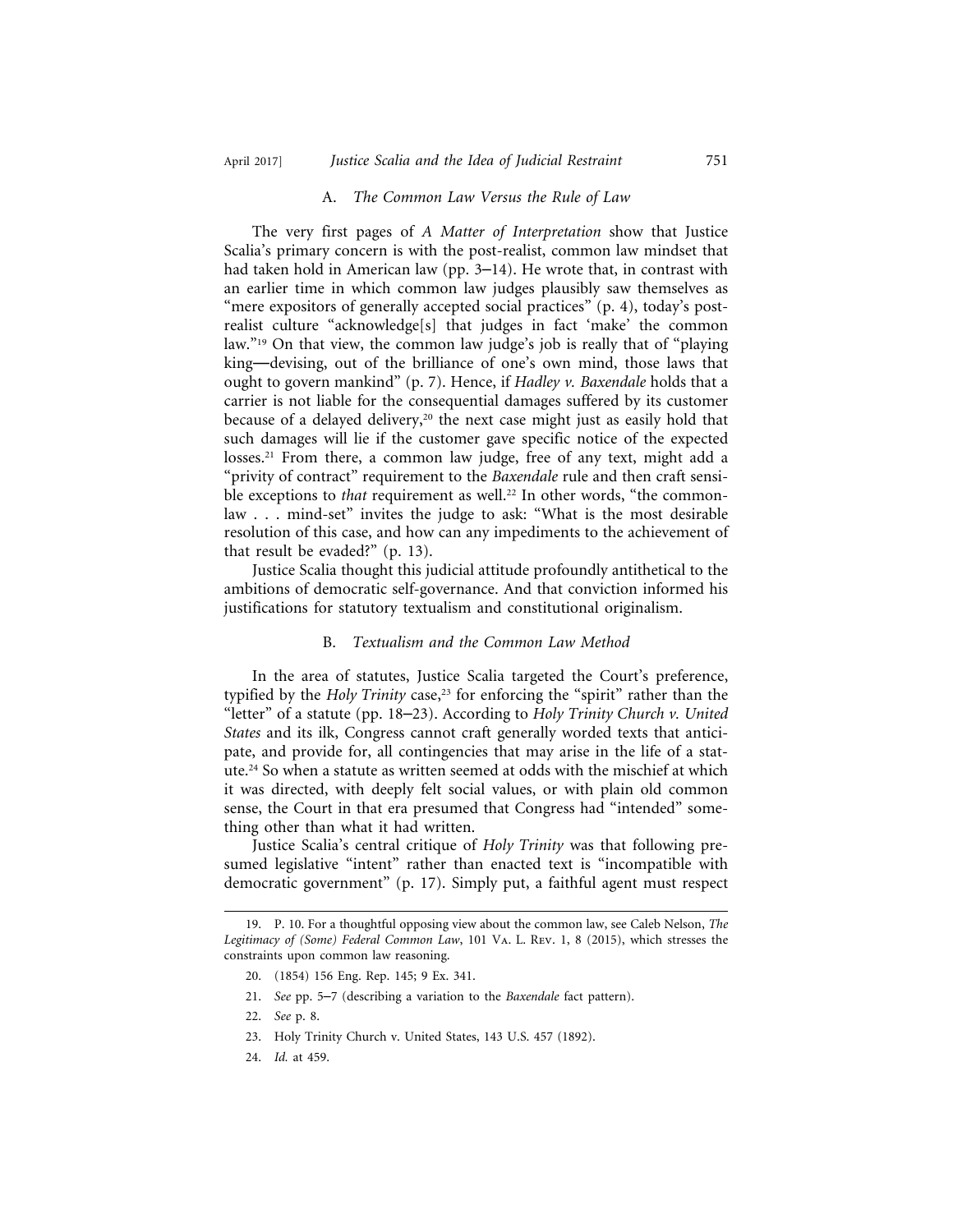### A. *The Common Law Versus the Rule of Law*

The very first pages of *A Matter of Interpretation* show that Justice Scalia's primary concern is with the post-realist, common law mindset that had taken hold in American law (pp. 3–14). He wrote that, in contrast with an earlier time in which common law judges plausibly saw themselves as "mere expositors of generally accepted social practices" (p. 4), today's post-realist culture "acknowledge[s] that judges in fact 'make' the common law."[19] On that view, the common law judge's job is really that of "playing king—devising, out of the brilliance of one's own mind, those laws that ought to govern mankind" (p. 7). Hence, if *Hadley v. Baxendale* holds that a carrier is not liable for the consequential damages suffered by its customer because of a delayed delivery,[20] the next case might just as easily hold that such damages will lie if the customer gave specific notice of the expected losses.[21] From there, a common law judge, free of any text, might add a "privity of contract" requirement to the *Baxendale* rule and then craft sensible exceptions to *that* requirement as well.[22] In other words, "the common-law . . . mind-set" invites the judge to ask: "What is the most desirable resolution of this case, and how can any impediments to the achievement of that result be evaded?" (p. 13).

Justice Scalia thought this judicial attitude profoundly antithetical to the ambitions of democratic self-governance. And that conviction informed his justifications for statutory textualism and constitutional originalism.

### B. *Textualism and the Common Law Method*

In the area of statutes, Justice Scalia targeted the Court's preference, typified by the *Holy Trinity* case,[23] for enforcing the "spirit" rather than the "letter" of a statute (pp. 18–23). According to *Holy Trinity Church v. United States* and its ilk, Congress cannot craft generally worded texts that anticipate, and provide for, all contingencies that may arise in the life of a statute.[24] So when a statute as written seemed at odds with the mischief at which it was directed, with deeply felt social values, or with plain old common sense, the Court in that era presumed that Congress had "intended" something other than what it had written.

Justice Scalia's central critique of *Holy Trinity* was that following presumed legislative "intent" rather than enacted text is "incompatible with democratic government" (p. 17). Simply put, a faithful agent must respect

---

19. P. 10. For a thoughtful opposing view about the common law, see Caleb Nelson, *The Legitimacy of (Some) Federal Common Law*, 101 Va. L. Rev. 1, 8 (2015), which stresses the constraints upon common law reasoning.

20. (1854) 156 Eng. Rep. 145; 9 Ex. 341.

21. *See* pp. 5–7 (describing a variation to the *Baxendale* fact pattern).

22. *See* p. 8.

23. Holy Trinity Church v. United States, 143 U.S. 457 (1892).

24. *Id.* at 459.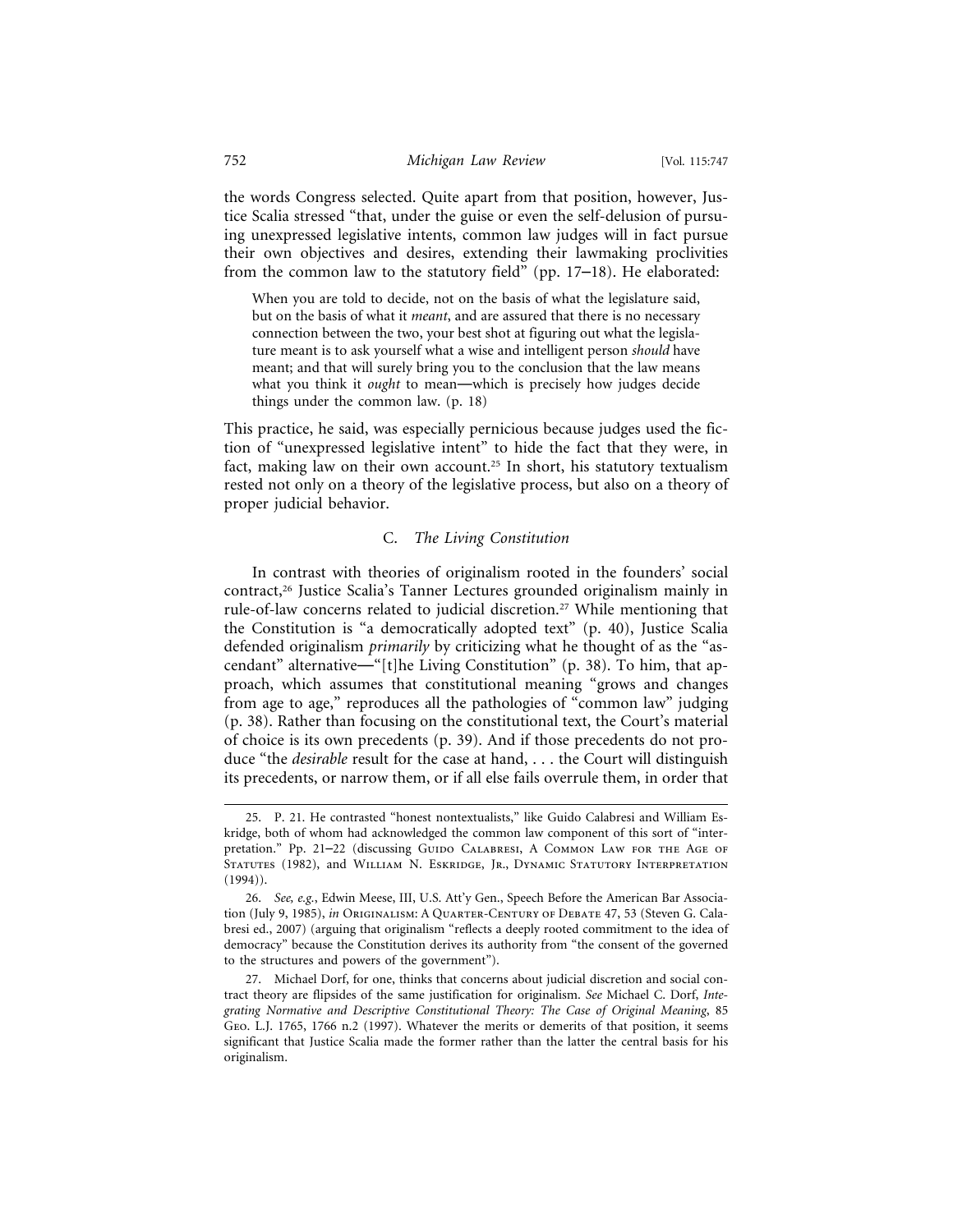the words Congress selected. Quite apart from that position, however, Justice Scalia stressed "that, under the guise or even the self-delusion of pursuing unexpressed legislative intents, common law judges will in fact pursue their own objectives and desires, extending their lawmaking proclivities from the common law to the statutory field" (pp. 17–18). He elaborated:

> When you are told to decide, not on the basis of what the legislature said, but on the basis of what it *meant*, and are assured that there is no necessary connection between the two, your best shot at figuring out what the legislature meant is to ask yourself what a wise and intelligent person *should* have meant; and that will surely bring you to the conclusion that the law means what you think it *ought* to mean—which is precisely how judges decide things under the common law. (p. 18)

This practice, he said, was especially pernicious because judges used the fiction of "unexpressed legislative intent" to hide the fact that they were, in fact, making law on their own account.[25] In short, his statutory textualism rested not only on a theory of the legislative process, but also on a theory of proper judicial behavior.

### C. *The Living Constitution*

In contrast with theories of originalism rooted in the founders' social contract,[26] Justice Scalia's Tanner Lectures grounded originalism mainly in rule-of-law concerns related to judicial discretion.[27] While mentioning that the Constitution is "a democratically adopted text" (p. 40), Justice Scalia defended originalism *primarily* by criticizing what he thought of as the "ascendant" alternative—"[t]he Living Constitution" (p. 38). To him, that approach, which assumes that constitutional meaning "grows and changes from age to age," reproduces all the pathologies of "common law" judging (p. 38). Rather than focusing on the constitutional text, the Court's material of choice is its own precedents (p. 39). And if those precedents do not produce "the *desirable* result for the case at hand, . . . the Court will distinguish its precedents, or narrow them, or if all else fails overrule them, in order that

---

25. P. 21. He contrasted "honest nontextualists," like Guido Calabresi and William Eskridge, both of whom had acknowledged the common law component of this sort of "interpretation." Pp. 21–22 (discussing Guido Calabresi, A Common Law for the Age of Statutes (1982), and William N. Eskridge, Jr., Dynamic Statutory Interpretation (1994)).

26. *See, e.g.*, Edwin Meese, III, U.S. Att'y Gen., Speech Before the American Bar Association (July 9, 1985), *in* Originalism: A Quarter-Century of Debate 47, 53 (Steven G. Calabresi ed., 2007) (arguing that originalism "reflects a deeply rooted commitment to the idea of democracy" because the Constitution derives its authority from "the consent of the governed to the structures and powers of the government").

27. Michael Dorf, for one, thinks that concerns about judicial discretion and social contract theory are flipsides of the same justification for originalism. *See* Michael C. Dorf, *Integrating Normative and Descriptive Constitutional Theory: The Case of Original Meaning*, 85 Geo. L.J. 1765, 1766 n.2 (1997). Whatever the merits or demerits of that position, it seems significant that Justice Scalia made the former rather than the latter the central basis for his originalism.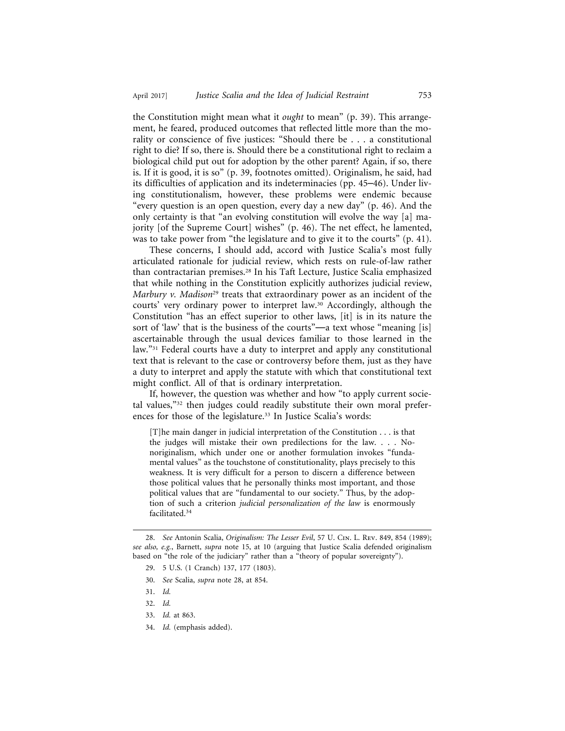the Constitution might mean what it *ought* to mean" (p. 39). This arrangement, he feared, produced outcomes that reflected little more than the morality or conscience of five justices: "Should there be . . . a constitutional right to die? If so, there is. Should there be a constitutional right to reclaim a biological child put out for adoption by the other parent? Again, if so, there is. If it is good, it is so" (p. 39, footnotes omitted). Originalism, he said, had its difficulties of application and its indeterminacies (pp. 45–46). Under living constitutionalism, however, these problems were endemic because "every question is an open question, every day a new day" (p. 46). And the only certainty is that "an evolving constitution will evolve the way [a] majority [of the Supreme Court] wishes" (p. 46). The net effect, he lamented, was to take power from "the legislature and to give it to the courts" (p. 41).

These concerns, I should add, accord with Justice Scalia's most fully articulated rationale for judicial review, which rests on rule-of-law rather than contractarian premises.[28] In his Taft Lecture, Justice Scalia emphasized that while nothing in the Constitution explicitly authorizes judicial review, *Marbury v. Madison*[29] treats that extraordinary power as an incident of the courts' very ordinary power to interpret law.[30] Accordingly, although the Constitution "has an effect superior to other laws, [it] is in its nature the sort of 'law' that is the business of the courts"—a text whose "meaning [is] ascertainable through the usual devices familiar to those learned in the law."[31] Federal courts have a duty to interpret and apply any constitutional text that is relevant to the case or controversy before them, just as they have a duty to interpret and apply the statute with which that constitutional text might conflict. All of that is ordinary interpretation.

If, however, the question was whether and how "to apply current societal values,"[32] then judges could readily substitute their own moral preferences for those of the legislature.[33] In Justice Scalia's words:

> [T]he main danger in judicial interpretation of the Constitution . . . is that the judges will mistake their own predilections for the law. . . . Nonoriginalism, which under one or another formulation invokes "fundamental values" as the touchstone of constitutionality, plays precisely to this weakness. It is very difficult for a person to discern a difference between those political values that he personally thinks most important, and those political values that are "fundamental to our society." Thus, by the adoption of such a criterion *judicial personalization of the law* is enormously facilitated.[34]

---

28. *See* Antonin Scalia, *Originalism: The Lesser Evil*, 57 U. Cin. L. Rev. 849, 854 (1989); *see also, e.g.*, Barnett, *supra* note 15, at 10 (arguing that Justice Scalia defended originalism based on "the role of the judiciary" rather than a "theory of popular sovereignty").

29. 5 U.S. (1 Cranch) 137, 177 (1803).

30. *See* Scalia, *supra* note 28, at 854.

31. *Id.*

32. *Id.*

33. *Id.* at 863.

34. *Id.* (emphasis added).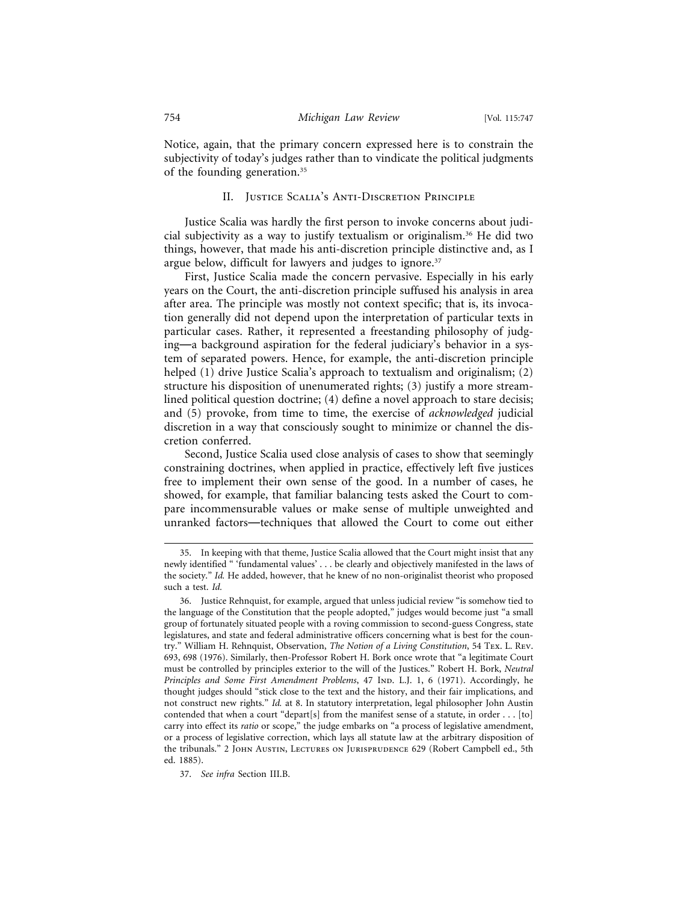Notice, again, that the primary concern expressed here is to constrain the subjectivity of today's judges rather than to vindicate the political judgments of the founding generation.[35]

## II. Justice Scalia's Anti-Discretion Principle

Justice Scalia was hardly the first person to invoke concerns about judicial subjectivity as a way to justify textualism or originalism.[36] He did two things, however, that made his anti-discretion principle distinctive and, as I argue below, difficult for lawyers and judges to ignore.[37]

First, Justice Scalia made the concern pervasive. Especially in his early years on the Court, the anti-discretion principle suffused his analysis in area after area. The principle was mostly not context specific; that is, its invocation generally did not depend upon the interpretation of particular texts in particular cases. Rather, it represented a freestanding philosophy of judging—a background aspiration for the federal judiciary's behavior in a system of separated powers. Hence, for example, the anti-discretion principle helped (1) drive Justice Scalia's approach to textualism and originalism; (2) structure his disposition of unenumerated rights; (3) justify a more streamlined political question doctrine; (4) define a novel approach to stare decisis; and (5) provoke, from time to time, the exercise of *acknowledged* judicial discretion in a way that consciously sought to minimize or channel the discretion conferred.

Second, Justice Scalia used close analysis of cases to show that seemingly constraining doctrines, when applied in practice, effectively left five justices free to implement their own sense of the good. In a number of cases, he showed, for example, that familiar balancing tests asked the Court to compare incommensurable values or make sense of multiple unweighted and unranked factors—techniques that allowed the Court to come out either

---

35. In keeping with that theme, Justice Scalia allowed that the Court might insist that any newly identified " 'fundamental values' . . . be clearly and objectively manifested in the laws of the society." *Id.* He added, however, that he knew of no non-originalist theorist who proposed such a test. *Id.*

36. Justice Rehnquist, for example, argued that unless judicial review "is somehow tied to the language of the Constitution that the people adopted," judges would become just "a small group of fortunately situated people with a roving commission to second-guess Congress, state legislatures, and state and federal administrative officers concerning what is best for the country." William H. Rehnquist, Observation, *The Notion of a Living Constitution*, 54 Tex. L. Rev. 693, 698 (1976). Similarly, then-Professor Robert H. Bork once wrote that "a legitimate Court must be controlled by principles exterior to the will of the Justices." Robert H. Bork, *Neutral Principles and Some First Amendment Problems*, 47 Ind. L.J. 1, 6 (1971). Accordingly, he thought judges should "stick close to the text and the history, and their fair implications, and not construct new rights." *Id.* at 8. In statutory interpretation, legal philosopher John Austin contended that when a court "depart[s] from the manifest sense of a statute, in order . . . [to] carry into effect its *ratio* or scope," the judge embarks on "a process of legislative amendment, or a process of legislative correction, which lays all statute law at the arbitrary disposition of the tribunals." 2 John Austin, Lectures on Jurisprudence 629 (Robert Campbell ed., 5th ed. 1885).

37. *See infra* Section III.B.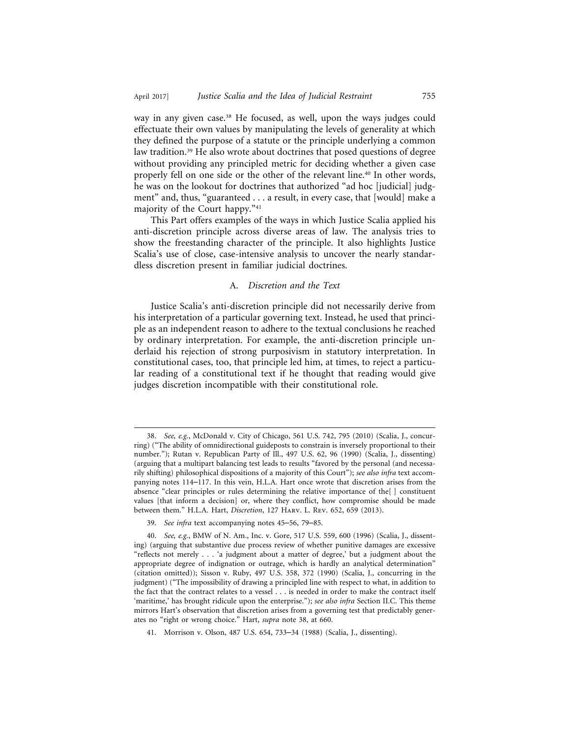way in any given case.[38] He focused, as well, upon the ways judges could effectuate their own values by manipulating the levels of generality at which they defined the purpose of a statute or the principle underlying a common law tradition.[39] He also wrote about doctrines that posed questions of degree without providing any principled metric for deciding whether a given case properly fell on one side or the other of the relevant line.[40] In other words, he was on the lookout for doctrines that authorized "ad hoc [judicial] judgment" and, thus, "guaranteed . . . a result, in every case, that [would] make a majority of the Court happy."[41]

This Part offers examples of the ways in which Justice Scalia applied his anti-discretion principle across diverse areas of law. The analysis tries to show the freestanding character of the principle. It also highlights Justice Scalia's use of close, case-intensive analysis to uncover the nearly standardless discretion present in familiar judicial doctrines.

### A. *Discretion and the Text*

Justice Scalia's anti-discretion principle did not necessarily derive from his interpretation of a particular governing text. Instead, he used that principle as an independent reason to adhere to the textual conclusions he reached by ordinary interpretation. For example, the anti-discretion principle underlaid his rejection of strong purposivism in statutory interpretation. In constitutional cases, too, that principle led him, at times, to reject a particular reading of a constitutional text if he thought that reading would give judges discretion incompatible with their constitutional role.

---

38. *See, e.g.*, McDonald v. City of Chicago, 561 U.S. 742, 795 (2010) (Scalia, J., concurring) ("The ability of omnidirectional guideposts to constrain is inversely proportional to their number."); Rutan v. Republican Party of Ill., 497 U.S. 62, 96 (1990) (Scalia, J., dissenting) (arguing that a multipart balancing test leads to results "favored by the personal (and necessarily shifting) philosophical dispositions of a majority of this Court"); *see also infra* text accompanying notes 114–117. In this vein, H.L.A. Hart once wrote that discretion arises from the absence "clear principles or rules determining the relative importance of the[ ] constituent values [that inform a decision] or, where they conflict, how compromise should be made between them." H.L.A. Hart, *Discretion*, 127 Harv. L. Rev. 652, 659 (2013).

39. *See infra* text accompanying notes 45–56, 79–85.

40. *See, e.g.*, BMW of N. Am., Inc. v. Gore, 517 U.S. 559, 600 (1996) (Scalia, J., dissenting) (arguing that substantive due process review of whether punitive damages are excessive "reflects not merely . . . 'a judgment about a matter of degree,' but a judgment about the appropriate degree of indignation or outrage, which is hardly an analytical determination" (citation omitted)); Sisson v. Ruby, 497 U.S. 358, 372 (1990) (Scalia, J., concurring in the judgment) ("The impossibility of drawing a principled line with respect to what, in addition to the fact that the contract relates to a vessel . . . is needed in order to make the contract itself 'maritime,' has brought ridicule upon the enterprise."); *see also infra* Section II.C. This theme mirrors Hart's observation that discretion arises from a governing test that predictably generates no "right or wrong choice." Hart, *supra* note 38, at 660.

41. Morrison v. Olson, 487 U.S. 654, 733–34 (1988) (Scalia, J., dissenting).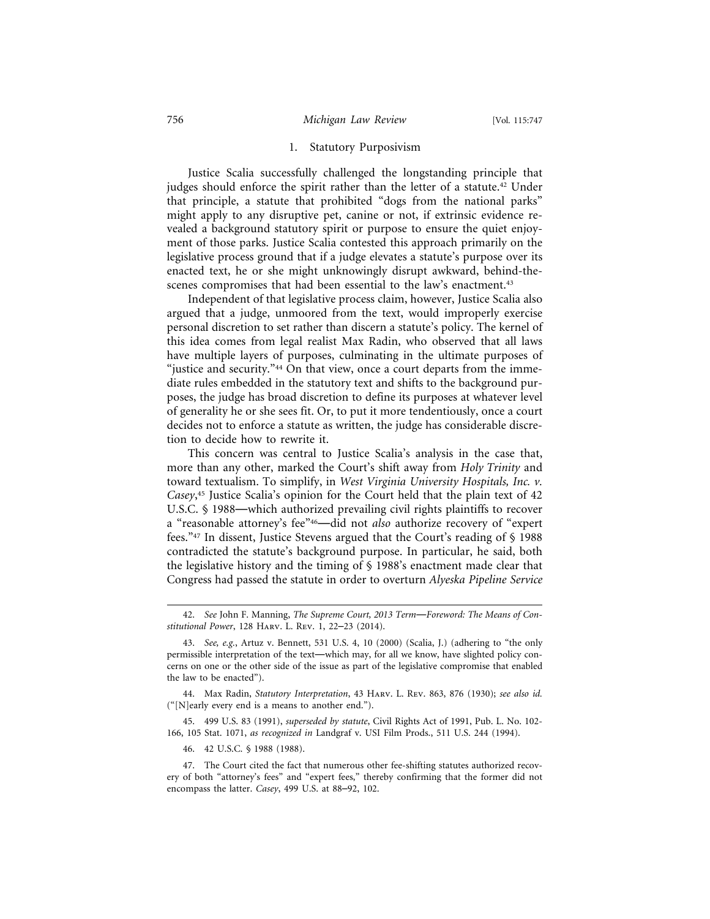### 1. Statutory Purposivism

Justice Scalia successfully challenged the longstanding principle that judges should enforce the spirit rather than the letter of a statute.[42] Under that principle, a statute that prohibited "dogs from the national parks" might apply to any disruptive pet, canine or not, if extrinsic evidence revealed a background statutory spirit or purpose to ensure the quiet enjoyment of those parks. Justice Scalia contested this approach primarily on the legislative process ground that if a judge elevates a statute's purpose over its enacted text, he or she might unknowingly disrupt awkward, behind-the-scenes compromises that had been essential to the law's enactment.[43]

Independent of that legislative process claim, however, Justice Scalia also argued that a judge, unmoored from the text, would improperly exercise personal discretion to set rather than discern a statute's policy. The kernel of this idea comes from legal realist Max Radin, who observed that all laws have multiple layers of purposes, culminating in the ultimate purposes of "justice and security."[44] On that view, once a court departs from the immediate rules embedded in the statutory text and shifts to the background purposes, the judge has broad discretion to define its purposes at whatever level of generality he or she sees fit. Or, to put it more tendentiously, once a court decides not to enforce a statute as written, the judge has considerable discretion to decide how to rewrite it.

This concern was central to Justice Scalia's analysis in the case that, more than any other, marked the Court's shift away from *Holy Trinity* and toward textualism. To simplify, in *West Virginia University Hospitals, Inc. v. Casey*,[45] Justice Scalia's opinion for the Court held that the plain text of 42 U.S.C. § 1988—which authorized prevailing civil rights plaintiffs to recover a "reasonable attorney's fee"[46]—did not *also* authorize recovery of "expert fees."[47] In dissent, Justice Stevens argued that the Court's reading of § 1988 contradicted the statute's background purpose. In particular, he said, both the legislative history and the timing of § 1988's enactment made clear that Congress had passed the statute in order to overturn *Alyeska Pipeline Service*

---

42. *See* John F. Manning, *The Supreme Court, 2013 Term—Foreword: The Means of Constitutional Power*, 128 Harv. L. Rev. 1, 22–23 (2014).

43. *See, e.g.*, Artuz v. Bennett, 531 U.S. 4, 10 (2000) (Scalia, J.) (adhering to "the only permissible interpretation of the text—which may, for all we know, have slighted policy concerns on one or the other side of the issue as part of the legislative compromise that enabled the law to be enacted").

44. Max Radin, *Statutory Interpretation*, 43 Harv. L. Rev. 863, 876 (1930); *see also id.* ("[N]early every end is a means to another end.").

45. 499 U.S. 83 (1991), *superseded by statute*, Civil Rights Act of 1991, Pub. L. No. 102-166, 105 Stat. 1071, *as recognized in* Landgraf v. USI Film Prods., 511 U.S. 244 (1994).

46. 42 U.S.C. § 1988 (1988).

47. The Court cited the fact that numerous other fee-shifting statutes authorized recovery of both "attorney's fees" and "expert fees," thereby confirming that the former did not encompass the latter. *Casey*, 499 U.S. at 88–92, 102.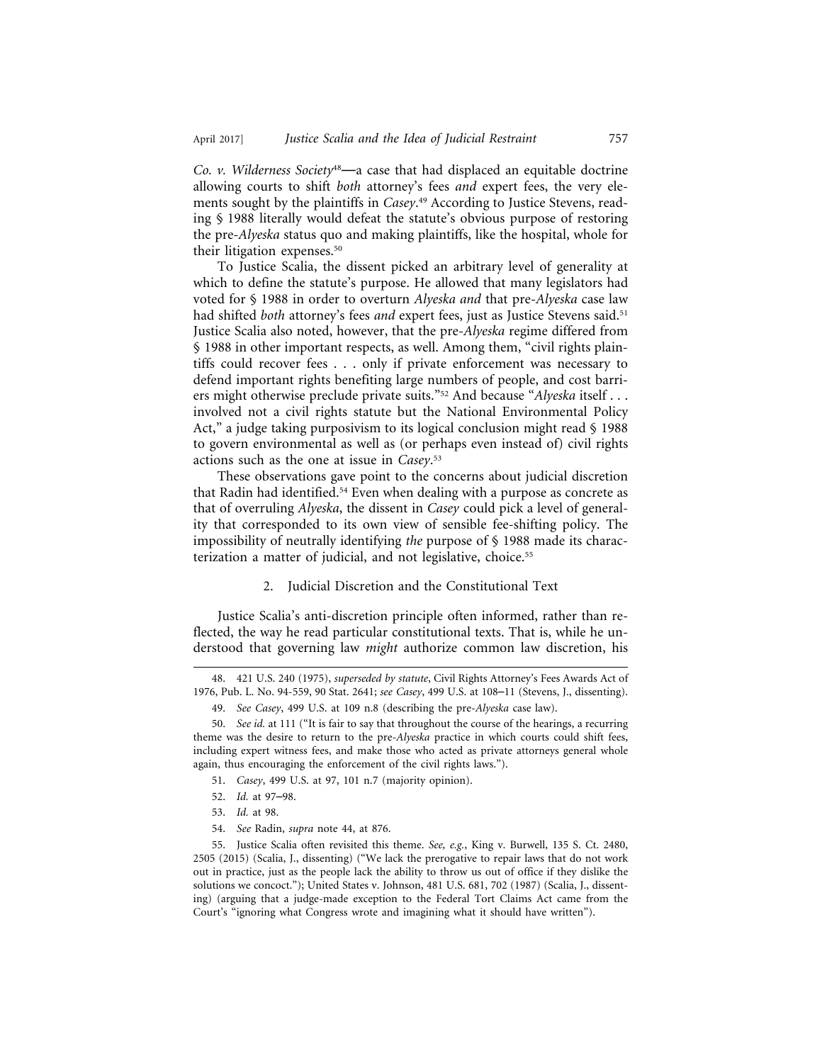*Co. v. Wilderness Society*[48]—a case that had displaced an equitable doctrine allowing courts to shift *both* attorney's fees *and* expert fees, the very elements sought by the plaintiffs in *Casey*.[49] According to Justice Stevens, reading § 1988 literally would defeat the statute's obvious purpose of restoring the pre-*Alyeska* status quo and making plaintiffs, like the hospital, whole for their litigation expenses.[50]

To Justice Scalia, the dissent picked an arbitrary level of generality at which to define the statute's purpose. He allowed that many legislators had voted for § 1988 in order to overturn *Alyeska and* that pre-*Alyeska* case law had shifted *both* attorney's fees *and* expert fees, just as Justice Stevens said.[51] Justice Scalia also noted, however, that the pre-*Alyeska* regime differed from § 1988 in other important respects, as well. Among them, "civil rights plaintiffs could recover fees . . . only if private enforcement was necessary to defend important rights benefiting large numbers of people, and cost barriers might otherwise preclude private suits."[52] And because "*Alyeska* itself . . . involved not a civil rights statute but the National Environmental Policy Act," a judge taking purposivism to its logical conclusion might read § 1988 to govern environmental as well as (or perhaps even instead of) civil rights actions such as the one at issue in *Casey*.[53]

These observations gave point to the concerns about judicial discretion that Radin had identified.[54] Even when dealing with a purpose as concrete as that of overruling *Alyeska*, the dissent in *Casey* could pick a level of generality that corresponded to its own view of sensible fee-shifting policy. The impossibility of neutrally identifying *the* purpose of § 1988 made its characterization a matter of judicial, and not legislative, choice.[55]

### 2. Judicial Discretion and the Constitutional Text

Justice Scalia's anti-discretion principle often informed, rather than reflected, the way he read particular constitutional texts. That is, while he understood that governing law *might* authorize common law discretion, his

---

48. 421 U.S. 240 (1975), *superseded by statute*, Civil Rights Attorney's Fees Awards Act of 1976, Pub. L. No. 94-559, 90 Stat. 2641; *see Casey*, 499 U.S. at 108–11 (Stevens, J., dissenting).

49. *See Casey*, 499 U.S. at 109 n.8 (describing the pre-*Alyeska* case law).

50. *See id.* at 111 ("It is fair to say that throughout the course of the hearings, a recurring theme was the desire to return to the pre-*Alyeska* practice in which courts could shift fees, including expert witness fees, and make those who acted as private attorneys general whole again, thus encouraging the enforcement of the civil rights laws.").

51. *Casey*, 499 U.S. at 97, 101 n.7 (majority opinion).

52. *Id.* at 97–98.

53. *Id.* at 98.

54. *See* Radin, *supra* note 44, at 876.

55. Justice Scalia often revisited this theme. *See, e.g.*, King v. Burwell, 135 S. Ct. 2480, 2505 (2015) (Scalia, J., dissenting) ("We lack the prerogative to repair laws that do not work out in practice, just as the people lack the ability to throw us out of office if they dislike the solutions we concoct."); United States v. Johnson, 481 U.S. 681, 702 (1987) (Scalia, J., dissenting) (arguing that a judge-made exception to the Federal Tort Claims Act came from the Court's "ignoring what Congress wrote and imagining what it should have written").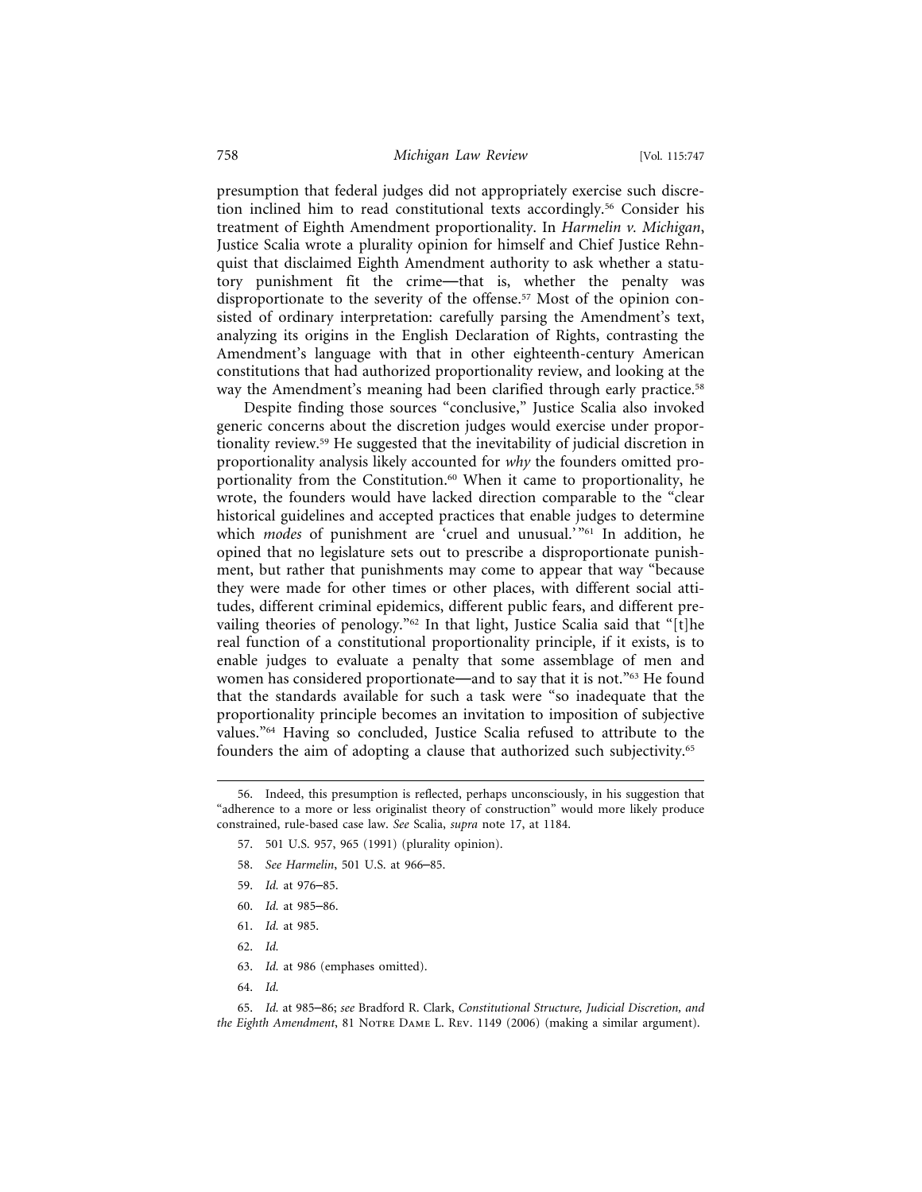presumption that federal judges did not appropriately exercise such discretion inclined him to read constitutional texts accordingly.[56] Consider his treatment of Eighth Amendment proportionality. In *Harmelin v. Michigan*, Justice Scalia wrote a plurality opinion for himself and Chief Justice Rehnquist that disclaimed Eighth Amendment authority to ask whether a statutory punishment fit the crime—that is, whether the penalty was disproportionate to the severity of the offense.[57] Most of the opinion consisted of ordinary interpretation: carefully parsing the Amendment's text, analyzing its origins in the English Declaration of Rights, contrasting the Amendment's language with that in other eighteenth-century American constitutions that had authorized proportionality review, and looking at the way the Amendment's meaning had been clarified through early practice.[58]

Despite finding those sources "conclusive," Justice Scalia also invoked generic concerns about the discretion judges would exercise under proportionality review.[59] He suggested that the inevitability of judicial discretion in proportionality analysis likely accounted for *why* the founders omitted proportionality from the Constitution.[60] When it came to proportionality, he wrote, the founders would have lacked direction comparable to the "clear historical guidelines and accepted practices that enable judges to determine which *modes* of punishment are 'cruel and unusual.'"[61] In addition, he opined that no legislature sets out to prescribe a disproportionate punishment, but rather that punishments may come to appear that way "because they were made for other times or other places, with different social attitudes, different criminal epidemics, different public fears, and different prevailing theories of penology."[62] In that light, Justice Scalia said that "[t]he real function of a constitutional proportionality principle, if it exists, is to enable judges to evaluate a penalty that some assemblage of men and women has considered proportionate—and to say that it is not."[63] He found that the standards available for such a task were "so inadequate that the proportionality principle becomes an invitation to imposition of subjective values."[64] Having so concluded, Justice Scalia refused to attribute to the founders the aim of adopting a clause that authorized such subjectivity.[65]

---

56. Indeed, this presumption is reflected, perhaps unconsciously, in his suggestion that "adherence to a more or less originalist theory of construction" would more likely produce constrained, rule-based case law. *See* Scalia, *supra* note 17, at 1184.

57. 501 U.S. 957, 965 (1991) (plurality opinion).

58. *See Harmelin*, 501 U.S. at 966–85.

59. *Id.* at 976–85.

60. *Id.* at 985–86.

61. *Id.* at 985.

62. *Id.*

63. *Id.* at 986 (emphases omitted).

64. *Id.*

65. *Id.* at 985–86; *see* Bradford R. Clark, *Constitutional Structure, Judicial Discretion, and the Eighth Amendment*, 81 Notre Dame L. Rev. 1149 (2006) (making a similar argument).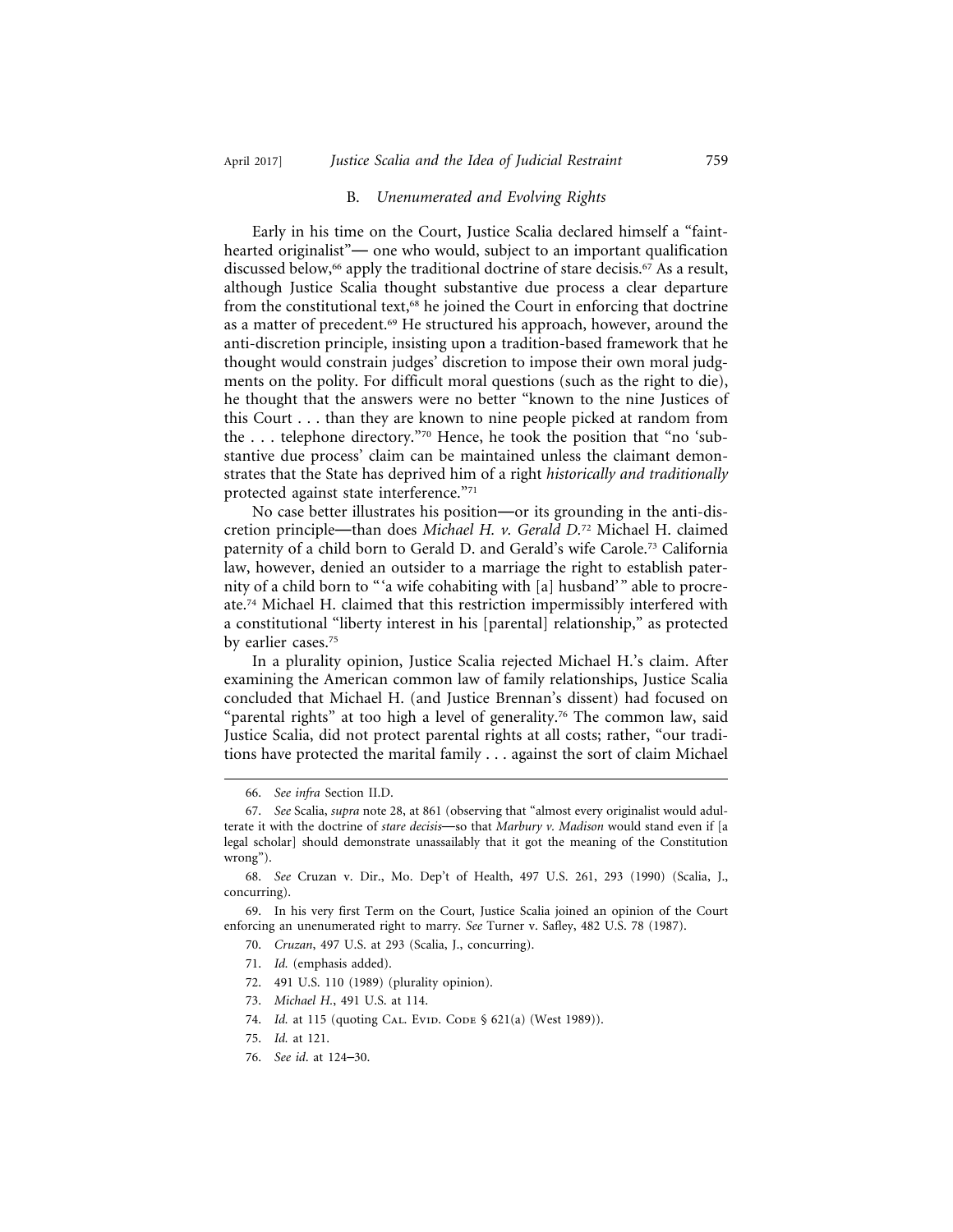### B. *Unenumerated and Evolving Rights*

Early in his time on the Court, Justice Scalia declared himself a "faint-hearted originalist"— one who would, subject to an important qualification discussed below,[66] apply the traditional doctrine of stare decisis.[67] As a result, although Justice Scalia thought substantive due process a clear departure from the constitutional text,[68] he joined the Court in enforcing that doctrine as a matter of precedent.[69] He structured his approach, however, around the anti-discretion principle, insisting upon a tradition-based framework that he thought would constrain judges' discretion to impose their own moral judgments on the polity. For difficult moral questions (such as the right to die), he thought that the answers were no better "known to the nine Justices of this Court . . . than they are known to nine people picked at random from the . . . telephone directory."[70] Hence, he took the position that "no 'substantive due process' claim can be maintained unless the claimant demonstrates that the State has deprived him of a right *historically and traditionally* protected against state interference."[71]

No case better illustrates his position—or its grounding in the anti-discretion principle—than does *Michael H. v. Gerald D.*[72] Michael H. claimed paternity of a child born to Gerald D. and Gerald's wife Carole.[73] California law, however, denied an outsider to a marriage the right to establish paternity of a child born to "'a wife cohabiting with [a] husband'" able to procreate.[74] Michael H. claimed that this restriction impermissibly interfered with a constitutional "liberty interest in his [parental] relationship," as protected by earlier cases.[75]

In a plurality opinion, Justice Scalia rejected Michael H.'s claim. After examining the American common law of family relationships, Justice Scalia concluded that Michael H. (and Justice Brennan's dissent) had focused on "parental rights" at too high a level of generality.[76] The common law, said Justice Scalia, did not protect parental rights at all costs; rather, "our traditions have protected the marital family . . . against the sort of claim Michael

---

66. *See infra* Section II.D.

67. *See* Scalia, *supra* note 28, at 861 (observing that "almost every originalist would adulterate it with the doctrine of *stare decisis*—so that *Marbury v. Madison* would stand even if [a legal scholar] should demonstrate unassailably that it got the meaning of the Constitution wrong").

68. *See* Cruzan v. Dir., Mo. Dep't of Health, 497 U.S. 261, 293 (1990) (Scalia, J., concurring).

69. In his very first Term on the Court, Justice Scalia joined an opinion of the Court enforcing an unenumerated right to marry. *See* Turner v. Safley, 482 U.S. 78 (1987).

70. *Cruzan*, 497 U.S. at 293 (Scalia, J., concurring).

71. *Id.* (emphasis added).

72. 491 U.S. 110 (1989) (plurality opinion).

73. *Michael H.*, 491 U.S. at 114.

74. *Id.* at 115 (quoting Cal. Evid. Code § 621(a) (West 1989)).

75. *Id.* at 121.

76. *See id.* at 124–30.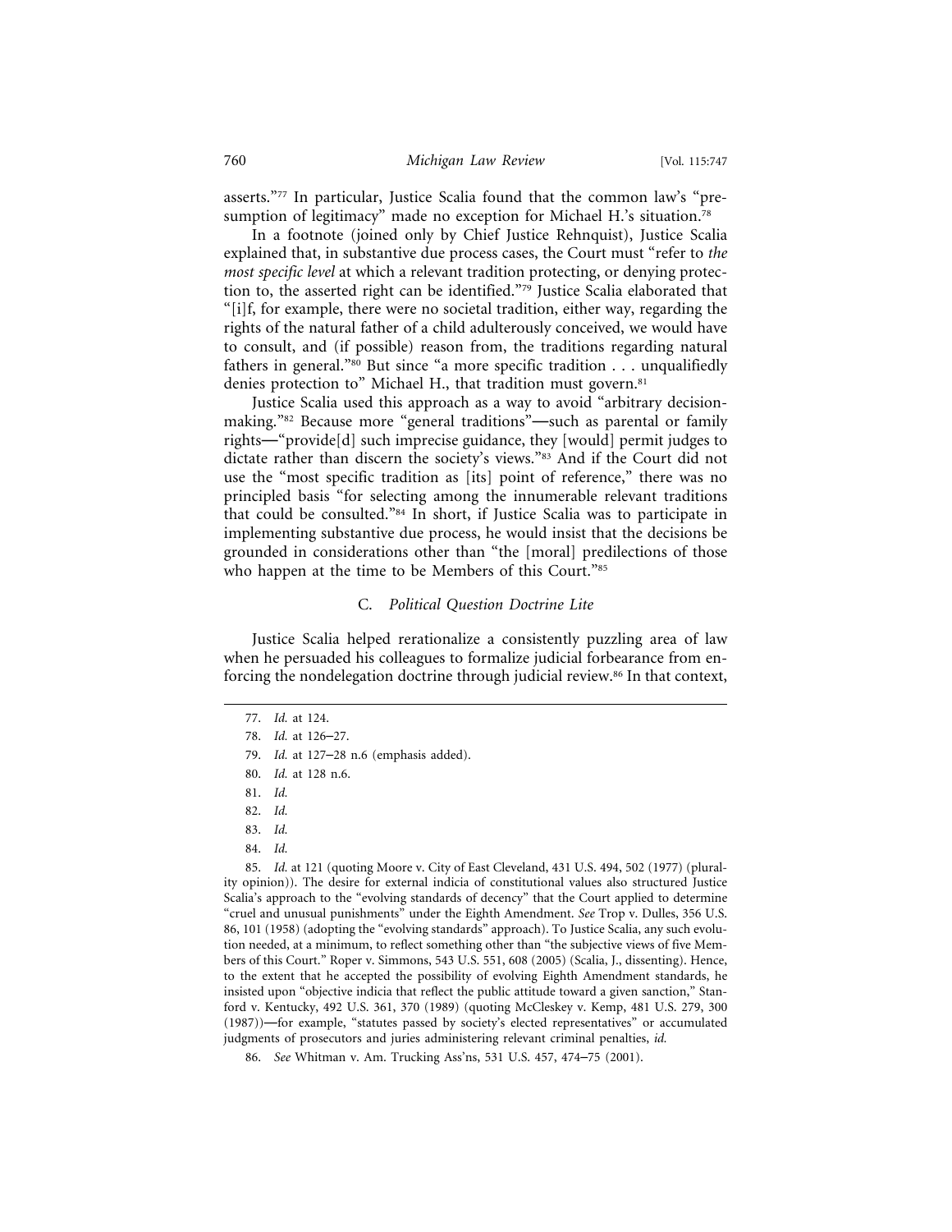asserts."[77] In particular, Justice Scalia found that the common law's "presumption of legitimacy" made no exception for Michael H.'s situation.[78]

In a footnote (joined only by Chief Justice Rehnquist), Justice Scalia explained that, in substantive due process cases, the Court must "refer to *the most specific level* at which a relevant tradition protecting, or denying protection to, the asserted right can be identified."[79] Justice Scalia elaborated that "[i]f, for example, there were no societal tradition, either way, regarding the rights of the natural father of a child adulterously conceived, we would have to consult, and (if possible) reason from, the traditions regarding natural fathers in general."[80] But since "a more specific tradition . . . unqualifiedly denies protection to" Michael H., that tradition must govern.[81]

Justice Scalia used this approach as a way to avoid "arbitrary decisionmaking."[82] Because more "general traditions"—such as parental or family rights—"provide[d] such imprecise guidance, they [would] permit judges to dictate rather than discern the society's views."[83] And if the Court did not use the "most specific tradition as [its] point of reference," there was no principled basis "for selecting among the innumerable relevant traditions that could be consulted."[84] In short, if Justice Scalia was to participate in implementing substantive due process, he would insist that the decisions be grounded in considerations other than "the [moral] predilections of those who happen at the time to be Members of this Court."[85]

### C. *Political Question Doctrine Lite*

Justice Scalia helped rerationalize a consistently puzzling area of law when he persuaded his colleagues to formalize judicial forbearance from enforcing the nondelegation doctrine through judicial review.[86] In that context,

---

77. *Id.* at 124.

78. *Id.* at 126–27.

79. *Id.* at 127–28 n.6 (emphasis added).

80. *Id.* at 128 n.6.

81. *Id.*

82. *Id.*

83. *Id.*

84. *Id.*

85. *Id.* at 121 (quoting Moore v. City of East Cleveland, 431 U.S. 494, 502 (1977) (plurality opinion)). The desire for external indicia of constitutional values also structured Justice Scalia's approach to the "evolving standards of decency" that the Court applied to determine "cruel and unusual punishments" under the Eighth Amendment. *See* Trop v. Dulles, 356 U.S. 86, 101 (1958) (adopting the "evolving standards" approach). To Justice Scalia, any such evolution needed, at a minimum, to reflect something other than "the subjective views of five Members of this Court." Roper v. Simmons, 543 U.S. 551, 608 (2005) (Scalia, J., dissenting). Hence, to the extent that he accepted the possibility of evolving Eighth Amendment standards, he insisted upon "objective indicia that reflect the public attitude toward a given sanction," Stanford v. Kentucky, 492 U.S. 361, 370 (1989) (quoting McCleskey v. Kemp, 481 U.S. 279, 300 (1987))—for example, "statutes passed by society's elected representatives" or accumulated judgments of prosecutors and juries administering relevant criminal penalties, *id.*

86. *See* Whitman v. Am. Trucking Ass'ns, 531 U.S. 457, 474–75 (2001).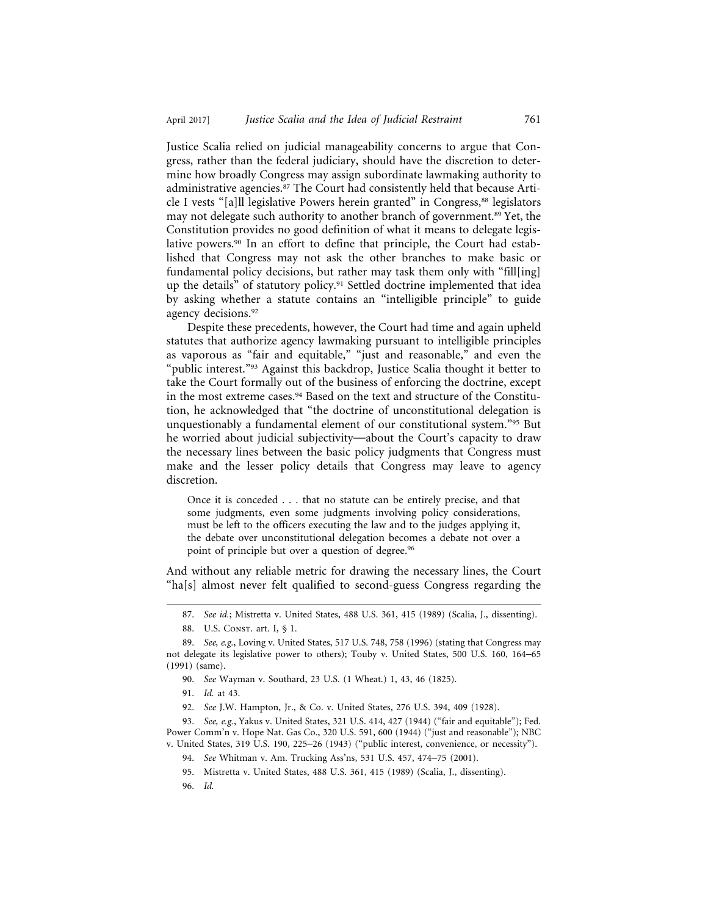Justice Scalia relied on judicial manageability concerns to argue that Congress, rather than the federal judiciary, should have the discretion to determine how broadly Congress may assign subordinate lawmaking authority to administrative agencies.[87] The Court had consistently held that because Article I vests "[a]ll legislative Powers herein granted" in Congress,[88] legislators may not delegate such authority to another branch of government.[89] Yet, the Constitution provides no good definition of what it means to delegate legislative powers.[90] In an effort to define that principle, the Court had established that Congress may not ask the other branches to make basic or fundamental policy decisions, but rather may task them only with "fill[ing] up the details" of statutory policy.[91] Settled doctrine implemented that idea by asking whether a statute contains an "intelligible principle" to guide agency decisions.[92]

Despite these precedents, however, the Court had time and again upheld statutes that authorize agency lawmaking pursuant to intelligible principles as vaporous as "fair and equitable," "just and reasonable," and even the "public interest."[93] Against this backdrop, Justice Scalia thought it better to take the Court formally out of the business of enforcing the doctrine, except in the most extreme cases.[94] Based on the text and structure of the Constitution, he acknowledged that "the doctrine of unconstitutional delegation is unquestionably a fundamental element of our constitutional system."[95] But he worried about judicial subjectivity—about the Court's capacity to draw the necessary lines between the basic policy judgments that Congress must make and the lesser policy details that Congress may leave to agency discretion.

> Once it is conceded . . . that no statute can be entirely precise, and that some judgments, even some judgments involving policy considerations, must be left to the officers executing the law and to the judges applying it, the debate over unconstitutional delegation becomes a debate not over a point of principle but over a question of degree.[96]

And without any reliable metric for drawing the necessary lines, the Court "ha[s] almost never felt qualified to second-guess Congress regarding the

---

87. *See id.*; Mistretta v. United States, 488 U.S. 361, 415 (1989) (Scalia, J., dissenting).

88. U.S. Const. art. I, § 1.

89. *See, e.g.*, Loving v. United States, 517 U.S. 748, 758 (1996) (stating that Congress may not delegate its legislative power to others); Touby v. United States, 500 U.S. 160, 164–65 (1991) (same).

90. *See* Wayman v. Southard, 23 U.S. (1 Wheat.) 1, 43, 46 (1825).

91. *Id.* at 43.

92. *See* J.W. Hampton, Jr., & Co. v. United States, 276 U.S. 394, 409 (1928).

93. *See, e.g.*, Yakus v. United States, 321 U.S. 414, 427 (1944) ("fair and equitable"); Fed. Power Comm'n v. Hope Nat. Gas Co., 320 U.S. 591, 600 (1944) ("just and reasonable"); NBC v. United States, 319 U.S. 190, 225–26 (1943) ("public interest, convenience, or necessity").

94. *See* Whitman v. Am. Trucking Ass'ns, 531 U.S. 457, 474–75 (2001).

95. Mistretta v. United States, 488 U.S. 361, 415 (1989) (Scalia, J., dissenting).

96. *Id.*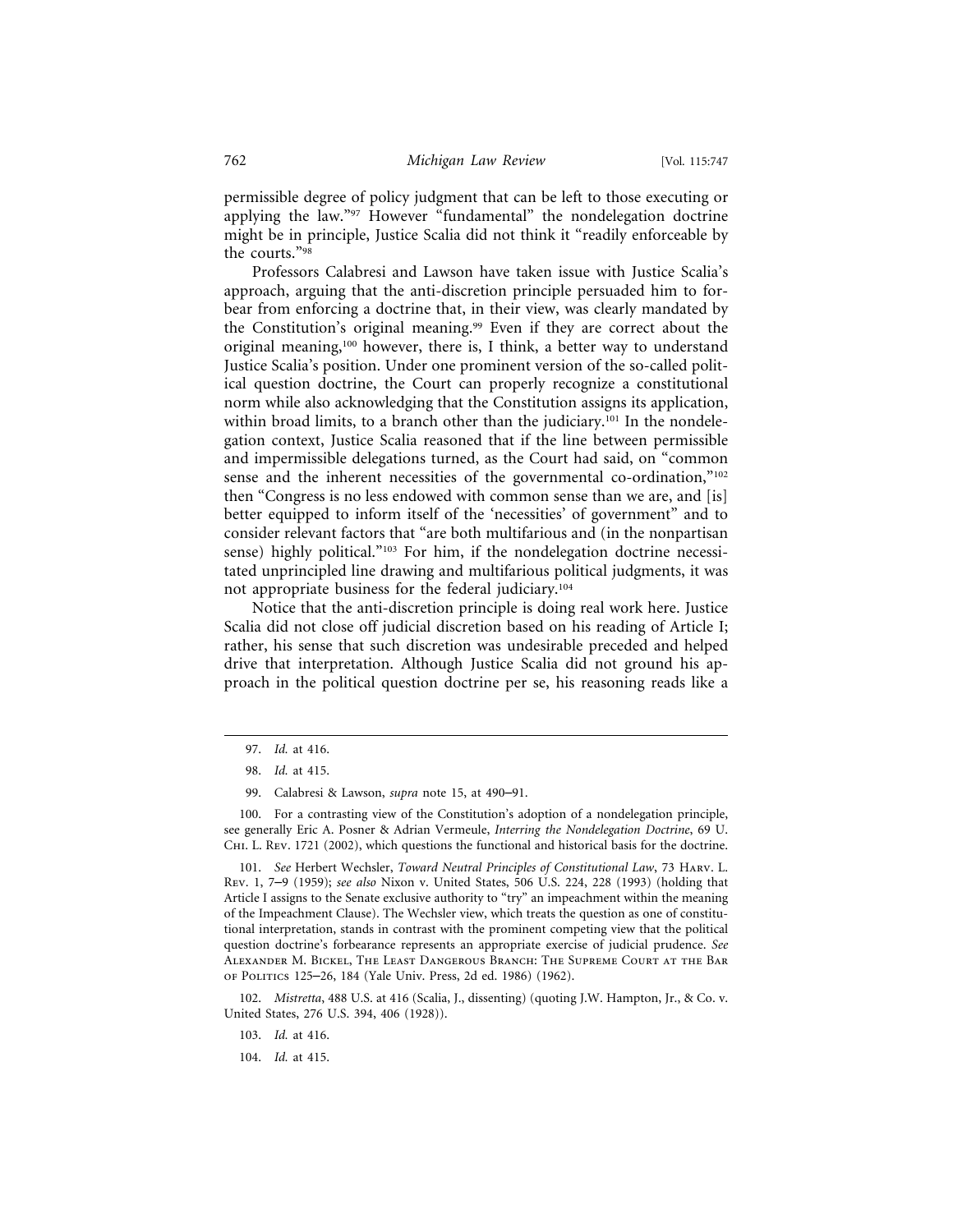permissible degree of policy judgment that can be left to those executing or applying the law."[97] However "fundamental" the nondelegation doctrine might be in principle, Justice Scalia did not think it "readily enforceable by the courts."[98]

Professors Calabresi and Lawson have taken issue with Justice Scalia's approach, arguing that the anti-discretion principle persuaded him to forbear from enforcing a doctrine that, in their view, was clearly mandated by the Constitution's original meaning.[99] Even if they are correct about the original meaning,[100] however, there is, I think, a better way to understand Justice Scalia's position. Under one prominent version of the so-called political question doctrine, the Court can properly recognize a constitutional norm while also acknowledging that the Constitution assigns its application, within broad limits, to a branch other than the judiciary.[101] In the nondelegation context, Justice Scalia reasoned that if the line between permissible and impermissible delegations turned, as the Court had said, on "common sense and the inherent necessities of the governmental co-ordination,"[102] then "Congress is no less endowed with common sense than we are, and [is] better equipped to inform itself of the 'necessities' of government" and to consider relevant factors that "are both multifarious and (in the nonpartisan sense) highly political."[103] For him, if the nondelegation doctrine necessitated unprincipled line drawing and multifarious political judgments, it was not appropriate business for the federal judiciary.[104]

Notice that the anti-discretion principle is doing real work here. Justice Scalia did not close off judicial discretion based on his reading of Article I; rather, his sense that such discretion was undesirable preceded and helped drive that interpretation. Although Justice Scalia did not ground his approach in the political question doctrine per se, his reasoning reads like a

---

97. *Id.* at 416.

98. *Id.* at 415.

99. Calabresi & Lawson, *supra* note 15, at 490–91.

100. For a contrasting view of the Constitution's adoption of a nondelegation principle, see generally Eric A. Posner & Adrian Vermeule, *Interring the Nondelegation Doctrine*, 69 U. Chi. L. Rev. 1721 (2002), which questions the functional and historical basis for the doctrine.

101. *See* Herbert Wechsler, *Toward Neutral Principles of Constitutional Law*, 73 Harv. L. Rev. 1, 7–9 (1959); *see also* Nixon v. United States, 506 U.S. 224, 228 (1993) (holding that Article I assigns to the Senate exclusive authority to "try" an impeachment within the meaning of the Impeachment Clause). The Wechsler view, which treats the question as one of constitutional interpretation, stands in contrast with the prominent competing view that the political question doctrine's forbearance represents an appropriate exercise of judicial prudence. *See* Alexander M. Bickel, The Least Dangerous Branch: The Supreme Court at the Bar of Politics 125–26, 184 (Yale Univ. Press, 2d ed. 1986) (1962).

102. *Mistretta*, 488 U.S. at 416 (Scalia, J., dissenting) (quoting J.W. Hampton, Jr., & Co. v. United States, 276 U.S. 394, 406 (1928)).

103. *Id.* at 416.

104. *Id.* at 415.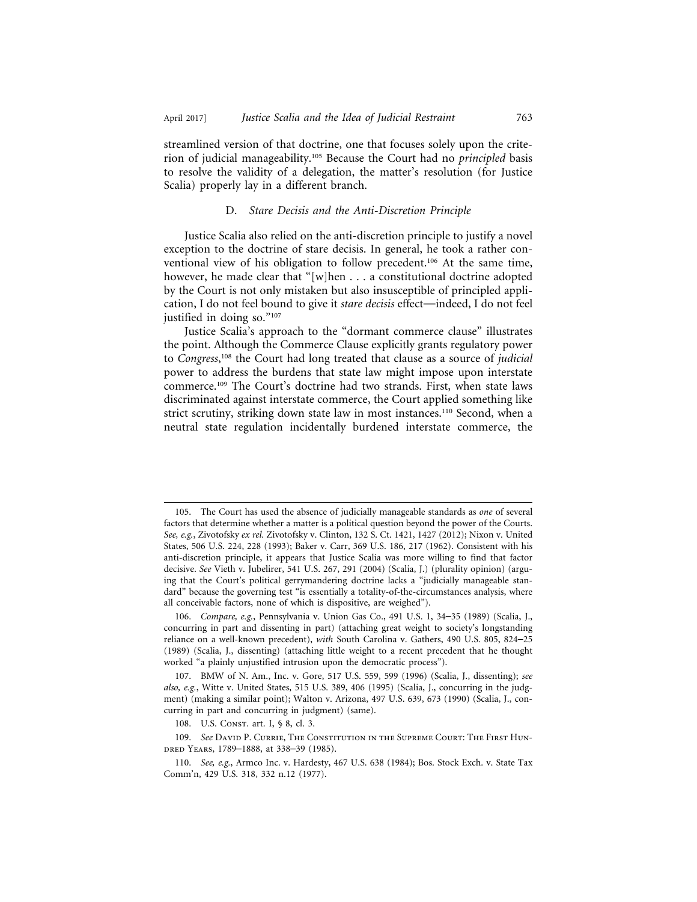streamlined version of that doctrine, one that focuses solely upon the criterion of judicial manageability.[105] Because the Court had no *principled* basis to resolve the validity of a delegation, the matter's resolution (for Justice Scalia) properly lay in a different branch.

### D. *Stare Decisis and the Anti-Discretion Principle*

Justice Scalia also relied on the anti-discretion principle to justify a novel exception to the doctrine of stare decisis. In general, he took a rather conventional view of his obligation to follow precedent.[106] At the same time, however, he made clear that "[w]hen . . . a constitutional doctrine adopted by the Court is not only mistaken but also insusceptible of principled application, I do not feel bound to give it *stare decisis* effect—indeed, I do not feel justified in doing so."[107]

Justice Scalia's approach to the "dormant commerce clause" illustrates the point. Although the Commerce Clause explicitly grants regulatory power to *Congress*,[108] the Court had long treated that clause as a source of *judicial* power to address the burdens that state law might impose upon interstate commerce.[109] The Court's doctrine had two strands. First, when state laws discriminated against interstate commerce, the Court applied something like strict scrutiny, striking down state law in most instances.[110] Second, when a neutral state regulation incidentally burdened interstate commerce, the

---

105. The Court has used the absence of judicially manageable standards as *one* of several factors that determine whether a matter is a political question beyond the power of the Courts. *See, e.g.*, Zivotofsky *ex rel.* Zivotofsky v. Clinton, 132 S. Ct. 1421, 1427 (2012); Nixon v. United States, 506 U.S. 224, 228 (1993); Baker v. Carr, 369 U.S. 186, 217 (1962). Consistent with his anti-discretion principle, it appears that Justice Scalia was more willing to find that factor decisive. *See* Vieth v. Jubelirer, 541 U.S. 267, 291 (2004) (Scalia, J.) (plurality opinion) (arguing that the Court's political gerrymandering doctrine lacks a "judicially manageable standard" because the governing test "is essentially a totality-of-the-circumstances analysis, where all conceivable factors, none of which is dispositive, are weighed").

106. *Compare, e.g.*, Pennsylvania v. Union Gas Co., 491 U.S. 1, 34–35 (1989) (Scalia, J., concurring in part and dissenting in part) (attaching great weight to society's longstanding reliance on a well-known precedent), *with* South Carolina v. Gathers, 490 U.S. 805, 824–25 (1989) (Scalia, J., dissenting) (attaching little weight to a recent precedent that he thought worked "a plainly unjustified intrusion upon the democratic process").

107. BMW of N. Am., Inc. v. Gore, 517 U.S. 559, 599 (1996) (Scalia, J., dissenting); *see also, e.g.*, Witte v. United States, 515 U.S. 389, 406 (1995) (Scalia, J., concurring in the judgment) (making a similar point); Walton v. Arizona, 497 U.S. 639, 673 (1990) (Scalia, J., concurring in part and concurring in judgment) (same).

108. U.S. Const. art. I, § 8, cl. 3.

109. *See* David P. Currie, The Constitution in the Supreme Court: The First Hundred Years, 1789–1888, at 338–39 (1985).

110. *See, e.g.*, Armco Inc. v. Hardesty, 467 U.S. 638 (1984); Bos. Stock Exch. v. State Tax Comm'n, 429 U.S. 318, 332 n.12 (1977).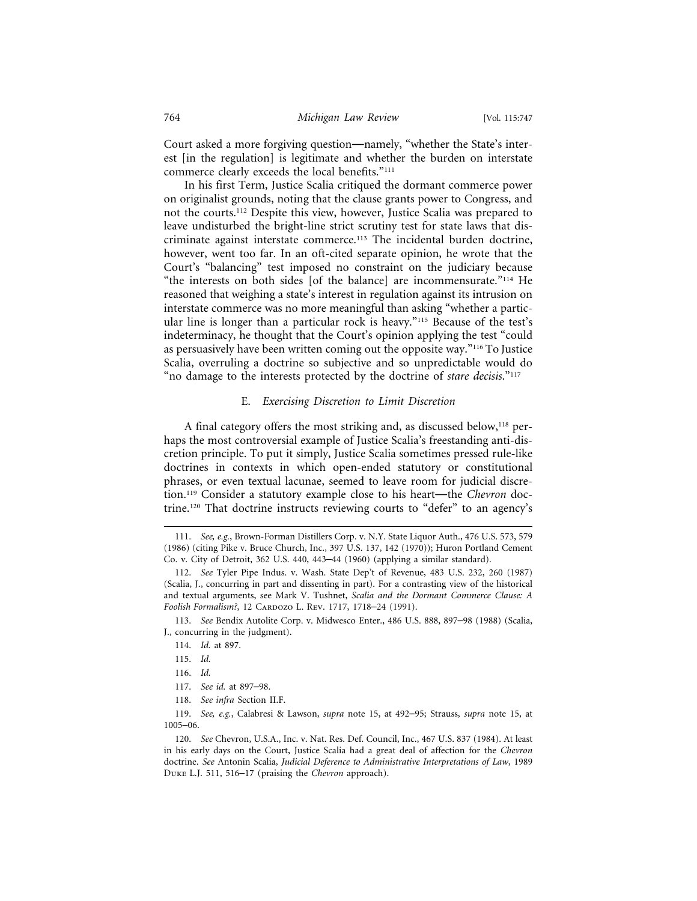Court asked a more forgiving question—namely, "whether the State's interest [in the regulation] is legitimate and whether the burden on interstate commerce clearly exceeds the local benefits."[111]

In his first Term, Justice Scalia critiqued the dormant commerce power on originalist grounds, noting that the clause grants power to Congress, and not the courts.[112] Despite this view, however, Justice Scalia was prepared to leave undisturbed the bright-line strict scrutiny test for state laws that discriminate against interstate commerce.[113] The incidental burden doctrine, however, went too far. In an oft-cited separate opinion, he wrote that the Court's "balancing" test imposed no constraint on the judiciary because "the interests on both sides [of the balance] are incommensurate."[114] He reasoned that weighing a state's interest in regulation against its intrusion on interstate commerce was no more meaningful than asking "whether a particular line is longer than a particular rock is heavy."[115] Because of the test's indeterminacy, he thought that the Court's opinion applying the test "could as persuasively have been written coming out the opposite way."[116] To Justice Scalia, overruling a doctrine so subjective and so unpredictable would do "no damage to the interests protected by the doctrine of *stare decisis*."[117]

### E. *Exercising Discretion to Limit Discretion*

A final category offers the most striking and, as discussed below,[118] perhaps the most controversial example of Justice Scalia's freestanding anti-discretion principle. To put it simply, Justice Scalia sometimes pressed rule-like doctrines in contexts in which open-ended statutory or constitutional phrases, or even textual lacunae, seemed to leave room for judicial discretion.[119] Consider a statutory example close to his heart—the *Chevron* doctrine.[120] That doctrine instructs reviewing courts to "defer" to an agency's

---

111. *See, e.g.*, Brown-Forman Distillers Corp. v. N.Y. State Liquor Auth., 476 U.S. 573, 579 (1986) (citing Pike v. Bruce Church, Inc., 397 U.S. 137, 142 (1970)); Huron Portland Cement Co. v. City of Detroit, 362 U.S. 440, 443–44 (1960) (applying a similar standard).

112. *See* Tyler Pipe Indus. v. Wash. State Dep't of Revenue, 483 U.S. 232, 260 (1987) (Scalia, J., concurring in part and dissenting in part). For a contrasting view of the historical and textual arguments, see Mark V. Tushnet, *Scalia and the Dormant Commerce Clause: A Foolish Formalism?*, 12 Cardozo L. Rev. 1717, 1718–24 (1991).

113. *See* Bendix Autolite Corp. v. Midwesco Enter., 486 U.S. 888, 897–98 (1988) (Scalia, J., concurring in the judgment).

114. *Id.* at 897.

115. *Id.*

116. *Id.*

117. *See id.* at 897–98.

118. *See infra* Section II.F.

119. *See, e.g.*, Calabresi & Lawson, *supra* note 15, at 492–95; Strauss, *supra* note 15, at 1005–06.

120. *See* Chevron, U.S.A., Inc. v. Nat. Res. Def. Council, Inc., 467 U.S. 837 (1984). At least in his early days on the Court, Justice Scalia had a great deal of affection for the *Chevron* doctrine. *See* Antonin Scalia, *Judicial Deference to Administrative Interpretations of Law*, 1989 Duke L.J. 511, 516–17 (praising the *Chevron* approach).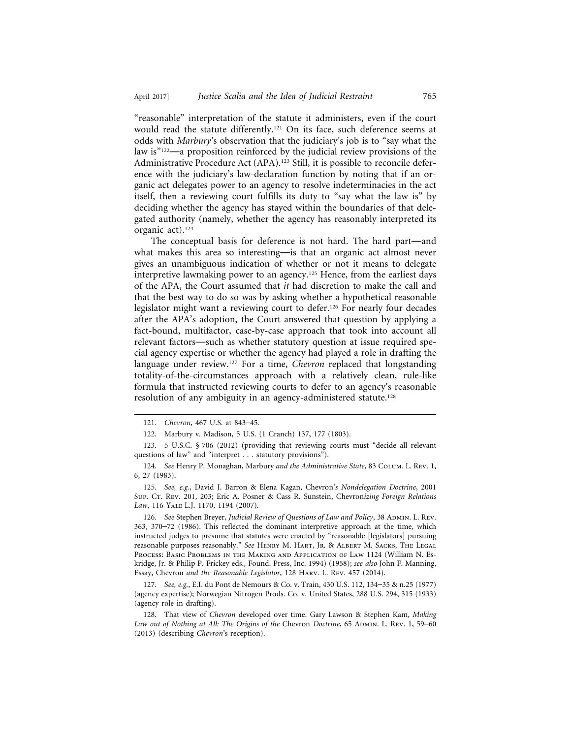"reasonable" interpretation of the statute it administers, even if the court would read the statute differently.[121] On its face, such deference seems at odds with *Marbury*'s observation that the judiciary's job is to "say what the law is"[122]—a proposition reinforced by the judicial review provisions of the Administrative Procedure Act (APA).[123] Still, it is possible to reconcile deference with the judiciary's law-declaration function by noting that if an organic act delegates power to an agency to resolve indeterminacies in the act itself, then a reviewing court fulfills its duty to "say what the law is" by deciding whether the agency has stayed within the boundaries of that delegated authority (namely, whether the agency has reasonably interpreted its organic act).[124]

The conceptual basis for deference is not hard. The hard part—and what makes this area so interesting—is that an organic act almost never gives an unambiguous indication of whether or not it means to delegate interpretive lawmaking power to an agency.[125] Hence, from the earliest days of the APA, the Court assumed that *it* had discretion to make the call and that the best way to do so was by asking whether a hypothetical reasonable legislator might want a reviewing court to defer.[126] For nearly four decades after the APA's adoption, the Court answered that question by applying a fact-bound, multifactor, case-by-case approach that took into account all relevant factors—such as whether statutory question at issue required special agency expertise or whether the agency had played a role in drafting the language under review.[127] For a time, *Chevron* replaced that longstanding totality-of-the-circumstances approach with a relatively clean, rule-like formula that instructed reviewing courts to defer to an agency's reasonable resolution of any ambiguity in an agency-administered statute.[128]

---

121. *Chevron*, 467 U.S. at 843–45.

122. Marbury v. Madison, 5 U.S. (1 Cranch) 137, 177 (1803).

123. 5 U.S.C. § 706 (2012) (providing that reviewing courts must "decide all relevant questions of law" and "interpret . . . statutory provisions").

124. *See* Henry P. Monaghan, Marbury *and the Administrative State*, 83 Colum. L. Rev. 1, 6, 27 (1983).

125. *See, e.g.*, David J. Barron & Elena Kagan, Chevron*'s Nondelegation Doctrine*, 2001 Sup. Ct. Rev. 201, 203; Eric A. Posner & Cass R. Sunstein, Chevron*izing Foreign Relations Law*, 116 Yale L.J. 1170, 1194 (2007).

126. *See* Stephen Breyer, *Judicial Review of Questions of Law and Policy*, 38 Admin. L. Rev. 363, 370–72 (1986). This reflected the dominant interpretive approach at the time, which instructed judges to presume that statutes were enacted by "reasonable [legislators] pursuing reasonable purposes reasonably." *See* Henry M. Hart, Jr. & Albert M. Sacks, The Legal Process: Basic Problems in the Making and Application of Law 1124 (William N. Eskridge, Jr. & Philip P. Frickey eds., Found. Press, Inc. 1994) (1958); *see also* John F. Manning, Essay, Chevron *and the Reasonable Legislator*, 128 Harv. L. Rev. 457 (2014).

127. *See, e.g.*, E.I. du Pont de Nemours & Co. v. Train, 430 U.S. 112, 134–35 & n.25 (1977) (agency expertise); Norwegian Nitrogen Prods. Co. v. United States, 288 U.S. 294, 315 (1933) (agency role in drafting).

128. That view of *Chevron* developed over time. Gary Lawson & Stephen Kam, *Making Law out of Nothing at All: The Origins of the* Chevron *Doctrine*, 65 Admin. L. Rev. 1, 59–60 (2013) (describing *Chevron*'s reception).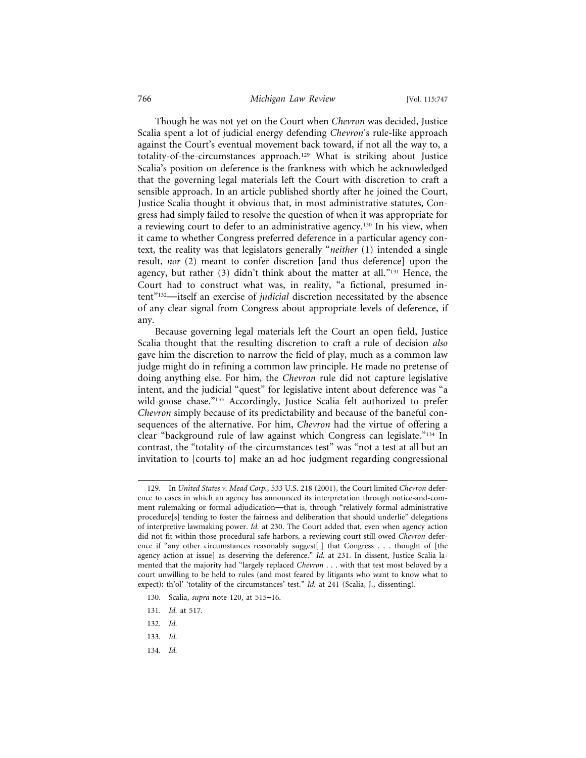Though he was not yet on the Court when *Chevron* was decided, Justice Scalia spent a lot of judicial energy defending *Chevron*'s rule-like approach against the Court's eventual movement back toward, if not all the way to, a totality-of-the-circumstances approach.[129] What is striking about Justice Scalia's position on deference is the frankness with which he acknowledged that the governing legal materials left the Court with discretion to craft a sensible approach. In an article published shortly after he joined the Court, Justice Scalia thought it obvious that, in most administrative statutes, Congress had simply failed to resolve the question of when it was appropriate for a reviewing court to defer to an administrative agency.[130] In his view, when it came to whether Congress preferred deference in a particular agency context, the reality was that legislators generally "*neither* (1) intended a single result, *nor* (2) meant to confer discretion [and thus deference] upon the agency, but rather (3) didn't think about the matter at all."[131] Hence, the Court had to construct what was, in reality, "a fictional, presumed intent"[132]—itself an exercise of *judicial* discretion necessitated by the absence of any clear signal from Congress about appropriate levels of deference, if any.

Because governing legal materials left the Court an open field, Justice Scalia thought that the resulting discretion to craft a rule of decision *also* gave him the discretion to narrow the field of play, much as a common law judge might do in refining a common law principle. He made no pretense of doing anything else. For him, the *Chevron* rule did not capture legislative intent, and the judicial "quest" for legislative intent about deference was "a wild-goose chase."[133] Accordingly, Justice Scalia felt authorized to prefer *Chevron* simply because of its predictability and because of the baneful consequences of the alternative. For him, *Chevron* had the virtue of offering a clear "background rule of law against which Congress can legislate."[134] In contrast, the "totality-of-the-circumstances test" was "not a test at all but an invitation to [courts to] make an ad hoc judgment regarding congressional

---

129. In *United States v. Mead Corp.*, 533 U.S. 218 (2001), the Court limited *Chevron* deference to cases in which an agency has announced its interpretation through notice-and-comment rulemaking or formal adjudication—that is, through "relatively formal administrative procedure[s] tending to foster the fairness and deliberation that should underlie" delegations of interpretive lawmaking power. *Id.* at 230. The Court added that, even when agency action did not fit within those procedural safe harbors, a reviewing court still owed *Chevron* deference if "any other circumstances reasonably suggest[ ] that Congress . . . thought of [the agency action at issue] as deserving the deference." *Id.* at 231. In dissent, Justice Scalia lamented that the majority had "largely replaced *Chevron* . . . with that test most beloved by a court unwilling to be held to rules (and most feared by litigants who want to know what to expect): th'ol' 'totality of the circumstances' test." *Id.* at 241 (Scalia, J., dissenting).

130. Scalia, *supra* note 120, at 515–16.

131. *Id.* at 517.

132. *Id.*

133. *Id.*

134. *Id.*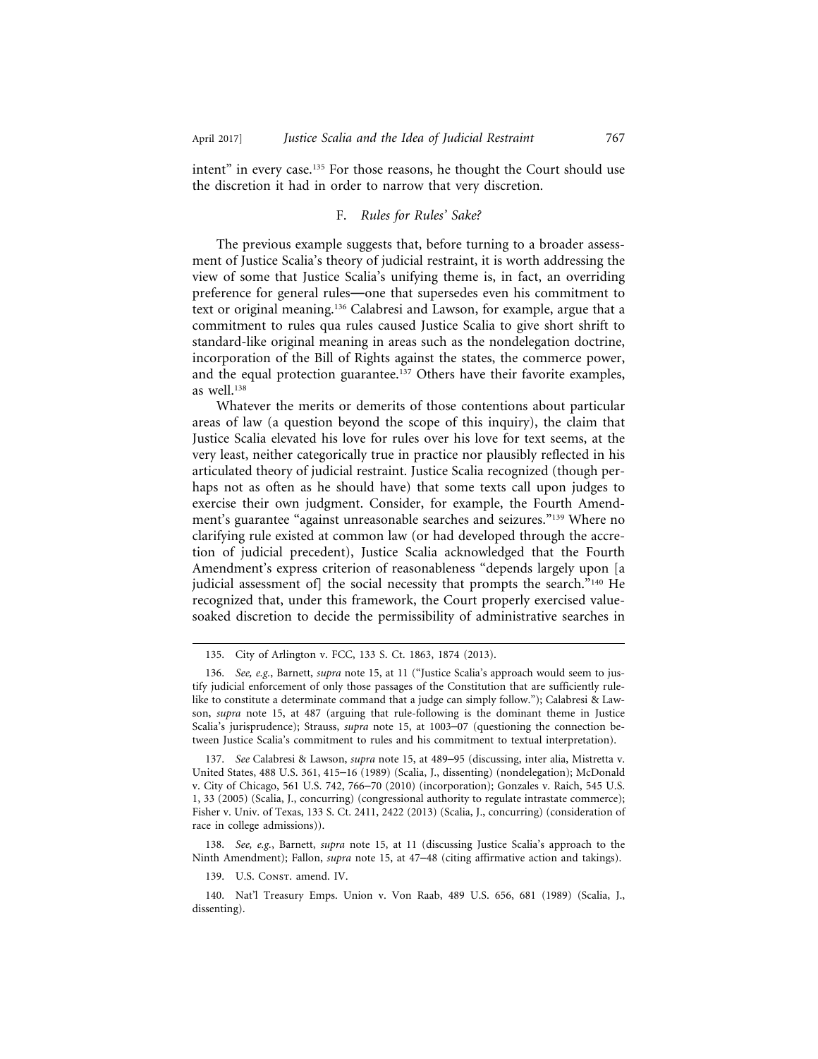intent" in every case.[135] For those reasons, he thought the Court should use the discretion it had in order to narrow that very discretion.

### F. *Rules for Rules' Sake?*

The previous example suggests that, before turning to a broader assessment of Justice Scalia's theory of judicial restraint, it is worth addressing the view of some that Justice Scalia's unifying theme is, in fact, an overriding preference for general rules—one that supersedes even his commitment to text or original meaning.[136] Calabresi and Lawson, for example, argue that a commitment to rules qua rules caused Justice Scalia to give short shrift to standard-like original meaning in areas such as the nondelegation doctrine, incorporation of the Bill of Rights against the states, the commerce power, and the equal protection guarantee.[137] Others have their favorite examples, as well.[138]

Whatever the merits or demerits of those contentions about particular areas of law (a question beyond the scope of this inquiry), the claim that Justice Scalia elevated his love for rules over his love for text seems, at the very least, neither categorically true in practice nor plausibly reflected in his articulated theory of judicial restraint. Justice Scalia recognized (though perhaps not as often as he should have) that some texts call upon judges to exercise their own judgment. Consider, for example, the Fourth Amendment's guarantee "against unreasonable searches and seizures."[139] Where no clarifying rule existed at common law (or had developed through the accretion of judicial precedent), Justice Scalia acknowledged that the Fourth Amendment's express criterion of reasonableness "depends largely upon [a judicial assessment of] the social necessity that prompts the search."[140] He recognized that, under this framework, the Court properly exercised value-soaked discretion to decide the permissibility of administrative searches in

---

135. City of Arlington v. FCC, 133 S. Ct. 1863, 1874 (2013).

136. *See, e.g.*, Barnett, *supra* note 15, at 11 ("Justice Scalia's approach would seem to justify judicial enforcement of only those passages of the Constitution that are sufficiently rule-like to constitute a determinate command that a judge can simply follow."); Calabresi & Lawson, *supra* note 15, at 487 (arguing that rule-following is the dominant theme in Justice Scalia's jurisprudence); Strauss, *supra* note 15, at 1003–07 (questioning the connection between Justice Scalia's commitment to rules and his commitment to textual interpretation).

137. *See* Calabresi & Lawson, *supra* note 15, at 489–95 (discussing, inter alia, Mistretta v. United States, 488 U.S. 361, 415–16 (1989) (Scalia, J., dissenting) (nondelegation); McDonald v. City of Chicago, 561 U.S. 742, 766–70 (2010) (incorporation); Gonzales v. Raich, 545 U.S. 1, 33 (2005) (Scalia, J., concurring) (congressional authority to regulate intrastate commerce); Fisher v. Univ. of Texas, 133 S. Ct. 2411, 2422 (2013) (Scalia, J., concurring) (consideration of race in college admissions)).

138. *See, e.g.*, Barnett, *supra* note 15, at 11 (discussing Justice Scalia's approach to the Ninth Amendment); Fallon, *supra* note 15, at 47–48 (citing affirmative action and takings).

139. U.S. Const. amend. IV.

140. Nat'l Treasury Emps. Union v. Von Raab, 489 U.S. 656, 681 (1989) (Scalia, J., dissenting).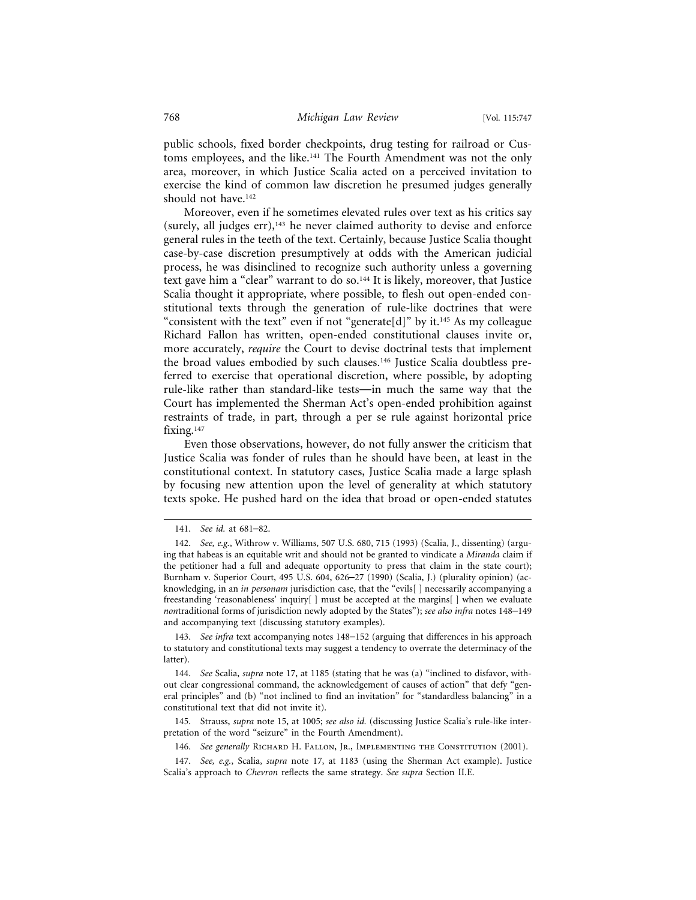public schools, fixed border checkpoints, drug testing for railroad or Customs employees, and the like.[141] The Fourth Amendment was not the only area, moreover, in which Justice Scalia acted on a perceived invitation to exercise the kind of common law discretion he presumed judges generally should not have.[142]

Moreover, even if he sometimes elevated rules over text as his critics say (surely, all judges err),[143] he never claimed authority to devise and enforce general rules in the teeth of the text. Certainly, because Justice Scalia thought case-by-case discretion presumptively at odds with the American judicial process, he was disinclined to recognize such authority unless a governing text gave him a "clear" warrant to do so.[144] It is likely, moreover, that Justice Scalia thought it appropriate, where possible, to flesh out open-ended constitutional texts through the generation of rule-like doctrines that were "consistent with the text" even if not "generate[d]" by it.[145] As my colleague Richard Fallon has written, open-ended constitutional clauses invite or, more accurately, *require* the Court to devise doctrinal tests that implement the broad values embodied by such clauses.[146] Justice Scalia doubtless preferred to exercise that operational discretion, where possible, by adopting rule-like rather than standard-like tests—in much the same way that the Court has implemented the Sherman Act's open-ended prohibition against restraints of trade, in part, through a per se rule against horizontal price fixing.[147]

Even those observations, however, do not fully answer the criticism that Justice Scalia was fonder of rules than he should have been, at least in the constitutional context. In statutory cases, Justice Scalia made a large splash by focusing new attention upon the level of generality at which statutory texts spoke. He pushed hard on the idea that broad or open-ended statutes

---

141. *See id.* at 681–82.

142. *See, e.g.*, Withrow v. Williams, 507 U.S. 680, 715 (1993) (Scalia, J., dissenting) (arguing that habeas is an equitable writ and should not be granted to vindicate a *Miranda* claim if the petitioner had a full and adequate opportunity to press that claim in the state court); Burnham v. Superior Court, 495 U.S. 604, 626–27 (1990) (Scalia, J.) (plurality opinion) (acknowledging, in an *in personam* jurisdiction case, that the "evils[ ] necessarily accompanying a freestanding 'reasonableness' inquiry[ ] must be accepted at the margins[ ] when we evaluate *non*traditional forms of jurisdiction newly adopted by the States"); *see also infra* notes 148–149 and accompanying text (discussing statutory examples).

143. *See infra* text accompanying notes 148–152 (arguing that differences in his approach to statutory and constitutional texts may suggest a tendency to overrate the determinacy of the latter).

144. *See* Scalia, *supra* note 17, at 1185 (stating that he was (a) "inclined to disfavor, without clear congressional command, the acknowledgement of causes of action" that defy "general principles" and (b) "not inclined to find an invitation" for "standardless balancing" in a constitutional text that did not invite it).

145. Strauss, *supra* note 15, at 1005; *see also id.* (discussing Justice Scalia's rule-like interpretation of the word "seizure" in the Fourth Amendment).

146. *See generally* Richard H. Fallon, Jr., Implementing the Constitution (2001).

147. *See, e.g.*, Scalia, *supra* note 17, at 1183 (using the Sherman Act example). Justice Scalia's approach to *Chevron* reflects the same strategy. *See supra* Section II.E.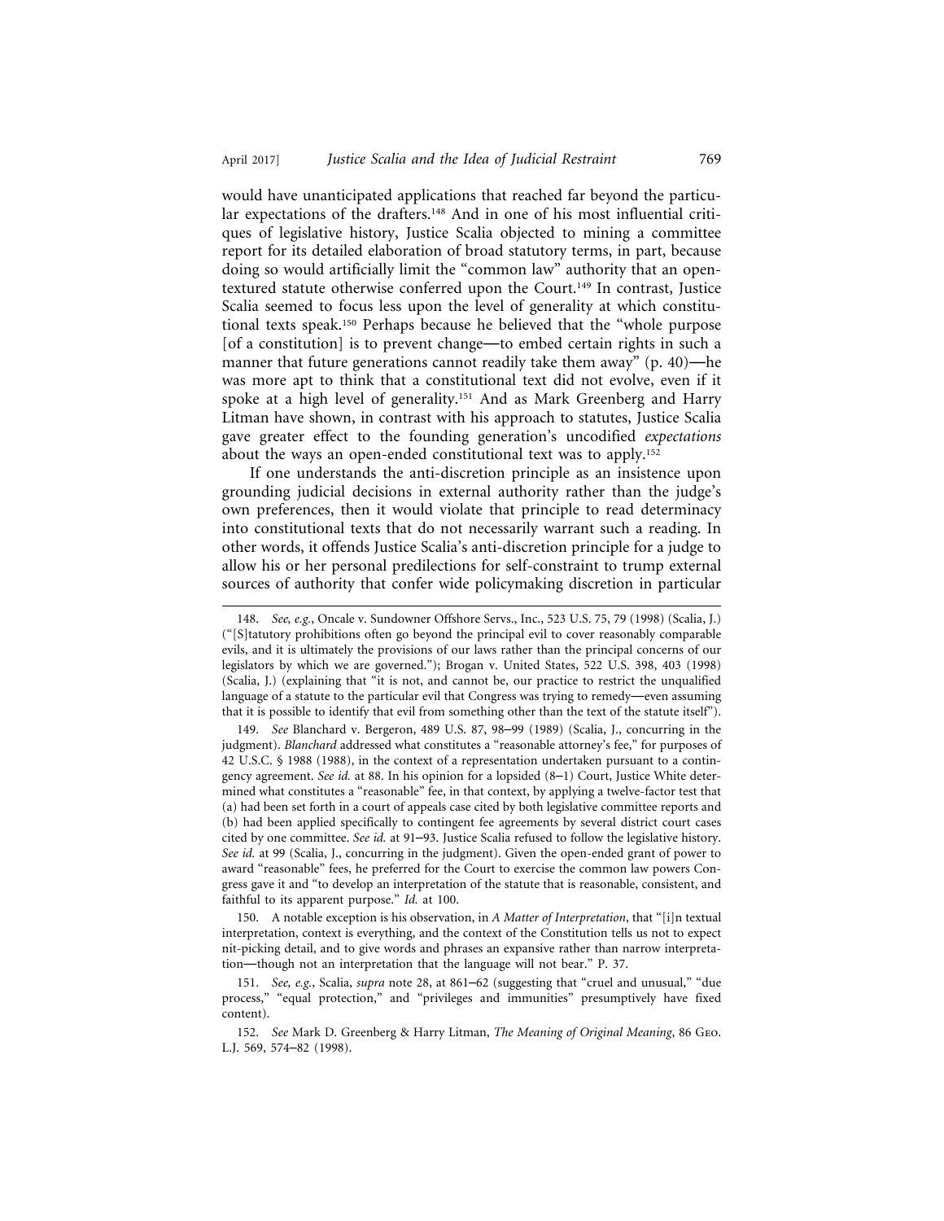would have unanticipated applications that reached far beyond the particular expectations of the drafters.[148] And in one of his most influential critiques of legislative history, Justice Scalia objected to mining a committee report for its detailed elaboration of broad statutory terms, in part, because doing so would artificially limit the "common law" authority that an open-textured statute otherwise conferred upon the Court.[149] In contrast, Justice Scalia seemed to focus less upon the level of generality at which constitutional texts speak.[150] Perhaps because he believed that the "whole purpose [of a constitution] is to prevent change—to embed certain rights in such a manner that future generations cannot readily take them away" (p. 40)—he was more apt to think that a constitutional text did not evolve, even if it spoke at a high level of generality.[151] And as Mark Greenberg and Harry Litman have shown, in contrast with his approach to statutes, Justice Scalia gave greater effect to the founding generation's uncodified *expectations* about the ways an open-ended constitutional text was to apply.[152]

If one understands the anti-discretion principle as an insistence upon grounding judicial decisions in external authority rather than the judge's own preferences, then it would violate that principle to read determinacy into constitutional texts that do not necessarily warrant such a reading. In other words, it offends Justice Scalia's anti-discretion principle for a judge to allow his or her personal predilections for self-constraint to trump external sources of authority that confer wide policymaking discretion in particular

---

148. *See, e.g.*, Oncale v. Sundowner Offshore Servs., Inc., 523 U.S. 75, 79 (1998) (Scalia, J.) ("[S]tatutory prohibitions often go beyond the principal evil to cover reasonably comparable evils, and it is ultimately the provisions of our laws rather than the principal concerns of our legislators by which we are governed."); Brogan v. United States, 522 U.S. 398, 403 (1998) (Scalia, J.) (explaining that "it is not, and cannot be, our practice to restrict the unqualified language of a statute to the particular evil that Congress was trying to remedy—even assuming that it is possible to identify that evil from something other than the text of the statute itself").

149. *See* Blanchard v. Bergeron, 489 U.S. 87, 98–99 (1989) (Scalia, J., concurring in the judgment). *Blanchard* addressed what constitutes a "reasonable attorney's fee," for purposes of 42 U.S.C. § 1988 (1988), in the context of a representation undertaken pursuant to a contingency agreement. *See id.* at 88. In his opinion for a lopsided (8–1) Court, Justice White determined what constitutes a "reasonable" fee, in that context, by applying a twelve-factor test that (a) had been set forth in a court of appeals case cited by both legislative committee reports and (b) had been applied specifically to contingent fee agreements by several district court cases cited by one committee. *See id.* at 91–93. Justice Scalia refused to follow the legislative history. *See id.* at 99 (Scalia, J., concurring in the judgment). Given the open-ended grant of power to award "reasonable" fees, he preferred for the Court to exercise the common law powers Congress gave it and "to develop an interpretation of the statute that is reasonable, consistent, and faithful to its apparent purpose." *Id.* at 100.

150. A notable exception is his observation, in *A Matter of Interpretation*, that "[i]n textual interpretation, context is everything, and the context of the Constitution tells us not to expect nit-picking detail, and to give words and phrases an expansive rather than narrow interpretation—though not an interpretation that the language will not bear." P. 37.

151. *See, e.g.*, Scalia, *supra* note 28, at 861–62 (suggesting that "cruel and unusual," "due process," "equal protection," and "privileges and immunities" presumptively have fixed content).

152. *See* Mark D. Greenberg & Harry Litman, *The Meaning of Original Meaning*, 86 Geo. L.J. 569, 574–82 (1998).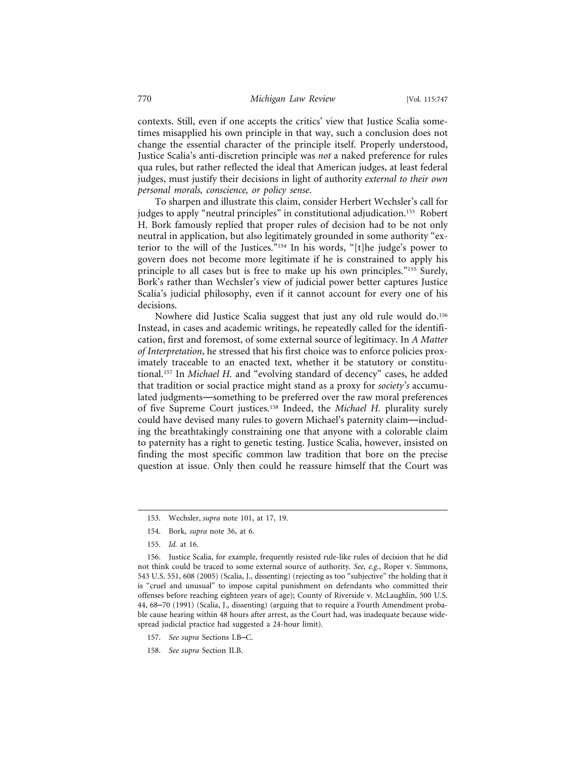contexts. Still, even if one accepts the critics' view that Justice Scalia sometimes misapplied his own principle in that way, such a conclusion does not change the essential character of the principle itself. Properly understood, Justice Scalia's anti-discretion principle was *not* a naked preference for rules qua rules, but rather reflected the ideal that American judges, at least federal judges, must justify their decisions in light of authority *external to their own personal morals, conscience, or policy sense.*

To sharpen and illustrate this claim, consider Herbert Wechsler's call for judges to apply "neutral principles" in constitutional adjudication.[153] Robert H. Bork famously replied that proper rules of decision had to be not only neutral in application, but also legitimately grounded in some authority "exterior to the will of the Justices."[154] In his words, "[t]he judge's power to govern does not become more legitimate if he is constrained to apply his principle to all cases but is free to make up his own principles."[155] Surely, Bork's rather than Wechsler's view of judicial power better captures Justice Scalia's judicial philosophy, even if it cannot account for every one of his decisions.

Nowhere did Justice Scalia suggest that just any old rule would do.[156] Instead, in cases and academic writings, he repeatedly called for the identification, first and foremost, of some external source of legitimacy. In *A Matter of Interpretation*, he stressed that his first choice was to enforce policies proximately traceable to an enacted text, whether it be statutory or constitutional.[157] In *Michael H.* and "evolving standard of decency" cases, he added that tradition or social practice might stand as a proxy for *society's* accumulated judgments—something to be preferred over the raw moral preferences of five Supreme Court justices.[158] Indeed, the *Michael H.* plurality surely could have devised many rules to govern Michael's paternity claim—including the breathtakingly constraining one that anyone with a colorable claim to paternity has a right to genetic testing. Justice Scalia, however, insisted on finding the most specific common law tradition that bore on the precise question at issue. Only then could he reassure himself that the Court was

---

153. Wechsler, *supra* note 101, at 17, 19.

154. Bork, *supra* note 36, at 6.

155. *Id.* at 16.

156. Justice Scalia, for example, frequently resisted rule-like rules of decision that he did not think could be traced to some external source of authority. *See, e.g.*, Roper v. Simmons, 543 U.S. 551, 608 (2005) (Scalia, J., dissenting) (rejecting as too "subjective" the holding that it is "cruel and unusual" to impose capital punishment on defendants who committed their offenses before reaching eighteen years of age); County of Riverside v. McLaughlin, 500 U.S. 44, 68–70 (1991) (Scalia, J., dissenting) (arguing that to require a Fourth Amendment probable cause hearing within 48 hours after arrest, as the Court had, was inadequate because widespread judicial practice had suggested a 24-hour limit).

157. *See supra* Sections I.B–C.

158. *See supra* Section II.B.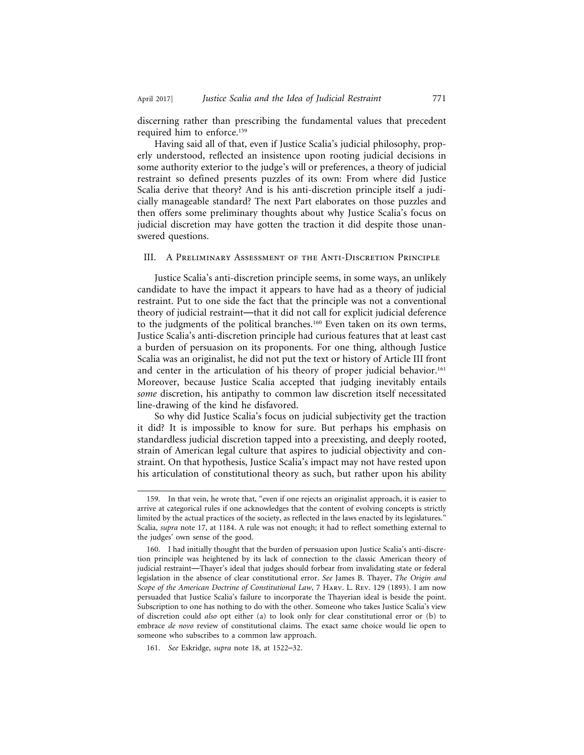discerning rather than prescribing the fundamental values that precedent required him to enforce.[159]

Having said all of that, even if Justice Scalia's judicial philosophy, properly understood, reflected an insistence upon rooting judicial decisions in some authority exterior to the judge's will or preferences, a theory of judicial restraint so defined presents puzzles of its own: From where did Justice Scalia derive that theory? And is his anti-discretion principle itself a judicially manageable standard? The next Part elaborates on those puzzles and then offers some preliminary thoughts about why Justice Scalia's focus on judicial discretion may have gotten the traction it did despite those unanswered questions.

## III. A Preliminary Assessment of the Anti-Discretion Principle

Justice Scalia's anti-discretion principle seems, in some ways, an unlikely candidate to have the impact it appears to have had as a theory of judicial restraint. Put to one side the fact that the principle was not a conventional theory of judicial restraint—that it did not call for explicit judicial deference to the judgments of the political branches.[160] Even taken on its own terms, Justice Scalia's anti-discretion principle had curious features that at least cast a burden of persuasion on its proponents. For one thing, although Justice Scalia was an originalist, he did not put the text or history of Article III front and center in the articulation of his theory of proper judicial behavior.[161] Moreover, because Justice Scalia accepted that judging inevitably entails *some* discretion, his antipathy to common law discretion itself necessitated line-drawing of the kind he disfavored.

So why did Justice Scalia's focus on judicial subjectivity get the traction it did? It is impossible to know for sure. But perhaps his emphasis on standardless judicial discretion tapped into a preexisting, and deeply rooted, strain of American legal culture that aspires to judicial objectivity and constraint. On that hypothesis, Justice Scalia's impact may not have rested upon his articulation of constitutional theory as such, but rather upon his ability

---

159. In that vein, he wrote that, "even if one rejects an originalist approach, it is easier to arrive at categorical rules if one acknowledges that the content of evolving concepts is strictly limited by the actual practices of the society, as reflected in the laws enacted by its legislatures." Scalia, *supra* note 17, at 1184. A rule was not enough; it had to reflect something external to the judges' own sense of the good.

160. I had initially thought that the burden of persuasion upon Justice Scalia's anti-discretion principle was heightened by its lack of connection to the classic American theory of judicial restraint—Thayer's ideal that judges should forbear from invalidating state or federal legislation in the absence of clear constitutional error. *See* James B. Thayer, *The Origin and Scope of the American Doctrine of Constitutional Law*, 7 Harv. L. Rev. 129 (1893). I am now persuaded that Justice Scalia's failure to incorporate the Thayerian ideal is beside the point. Subscription to one has nothing to do with the other. Someone who takes Justice Scalia's view of discretion could *also* opt either (a) to look only for clear constitutional error or (b) to embrace *de novo* review of constitutional claims. The exact same choice would lie open to someone who subscribes to a common law approach.

161. *See* Eskridge, *supra* note 18, at 1522–32.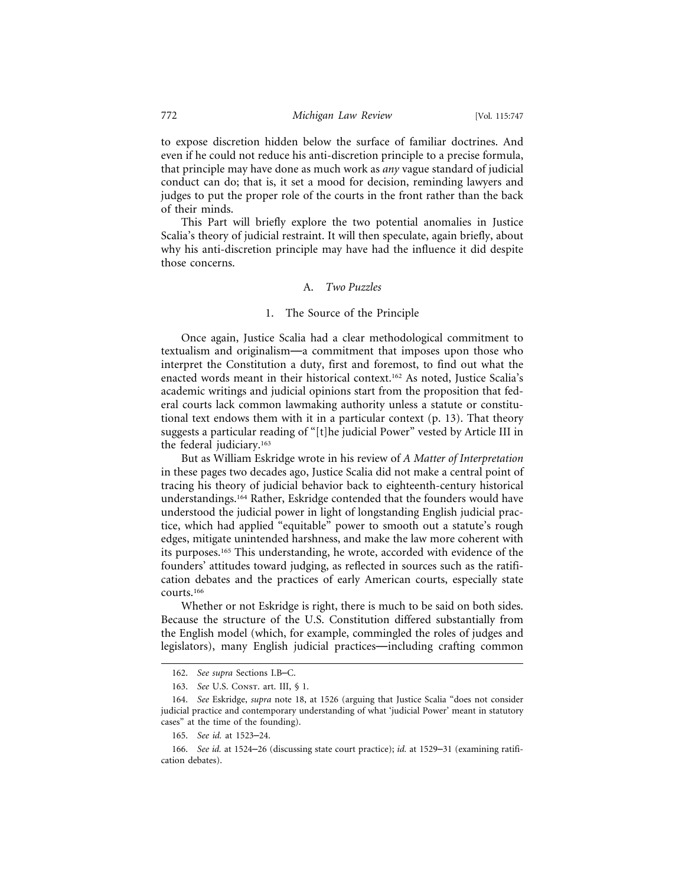to expose discretion hidden below the surface of familiar doctrines. And even if he could not reduce his anti-discretion principle to a precise formula, that principle may have done as much work as *any* vague standard of judicial conduct can do; that is, it set a mood for decision, reminding lawyers and judges to put the proper role of the courts in the front rather than the back of their minds.

This Part will briefly explore the two potential anomalies in Justice Scalia's theory of judicial restraint. It will then speculate, again briefly, about why his anti-discretion principle may have had the influence it did despite those concerns.

### A. *Two Puzzles*

#### 1. The Source of the Principle

Once again, Justice Scalia had a clear methodological commitment to textualism and originalism—a commitment that imposes upon those who interpret the Constitution a duty, first and foremost, to find out what the enacted words meant in their historical context.[162] As noted, Justice Scalia's academic writings and judicial opinions start from the proposition that federal courts lack common lawmaking authority unless a statute or constitutional text endows them with it in a particular context (p. 13). That theory suggests a particular reading of "[t]he judicial Power" vested by Article III in the federal judiciary.[163]

But as William Eskridge wrote in his review of *A Matter of Interpretation* in these pages two decades ago, Justice Scalia did not make a central point of tracing his theory of judicial behavior back to eighteenth-century historical understandings.[164] Rather, Eskridge contended that the founders would have understood the judicial power in light of longstanding English judicial practice, which had applied "equitable" power to smooth out a statute's rough edges, mitigate unintended harshness, and make the law more coherent with its purposes.[165] This understanding, he wrote, accorded with evidence of the founders' attitudes toward judging, as reflected in sources such as the ratification debates and the practices of early American courts, especially state courts.[166]

Whether or not Eskridge is right, there is much to be said on both sides. Because the structure of the U.S. Constitution differed substantially from the English model (which, for example, commingled the roles of judges and legislators), many English judicial practices—including crafting common

---

162. *See supra* Sections I.B–C.

163. *See* U.S. Const. art. III, § 1.

164. *See* Eskridge, *supra* note 18, at 1526 (arguing that Justice Scalia "does not consider judicial practice and contemporary understanding of what 'judicial Power' meant in statutory cases" at the time of the founding).

165. *See id.* at 1523–24.

166. *See id.* at 1524–26 (discussing state court practice); *id.* at 1529–31 (examining ratification debates).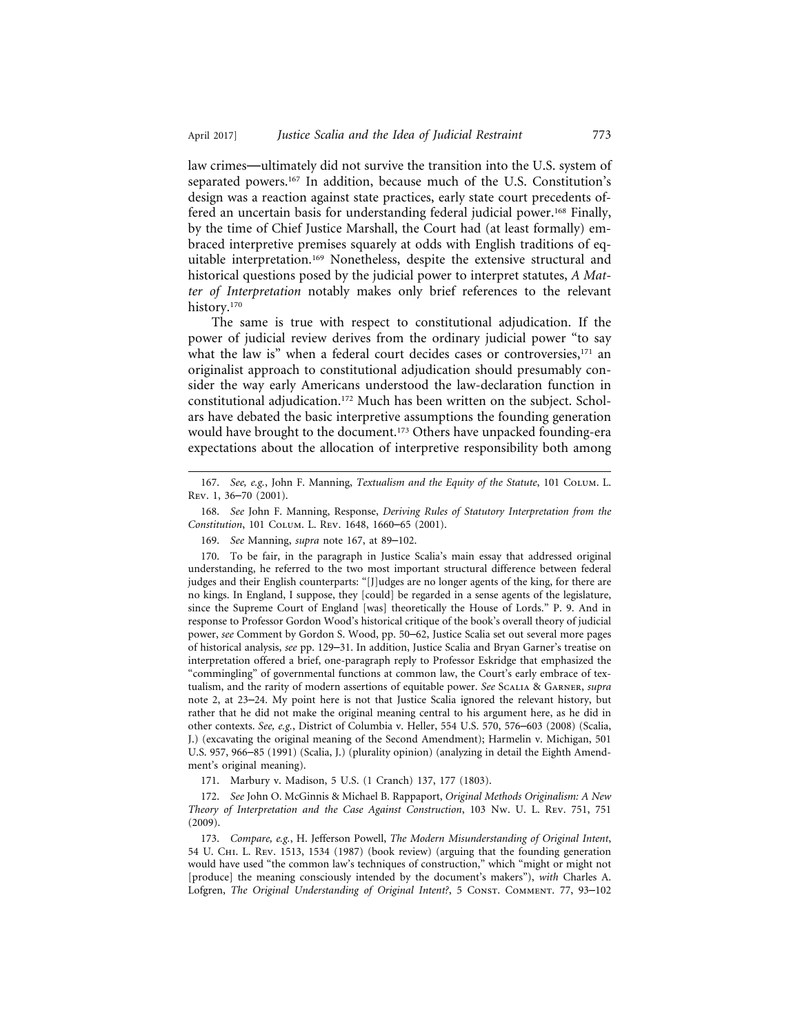law crimes—ultimately did not survive the transition into the U.S. system of separated powers.[167] In addition, because much of the U.S. Constitution's design was a reaction against state practices, early state court precedents offered an uncertain basis for understanding federal judicial power.[168] Finally, by the time of Chief Justice Marshall, the Court had (at least formally) embraced interpretive premises squarely at odds with English traditions of equitable interpretation.[169] Nonetheless, despite the extensive structural and historical questions posed by the judicial power to interpret statutes, *A Matter of Interpretation* notably makes only brief references to the relevant history.[170]

The same is true with respect to constitutional adjudication. If the power of judicial review derives from the ordinary judicial power "to say what the law is" when a federal court decides cases or controversies,[171] an originalist approach to constitutional adjudication should presumably consider the way early Americans understood the law-declaration function in constitutional adjudication.[172] Much has been written on the subject. Scholars have debated the basic interpretive assumptions the founding generation would have brought to the document.[173] Others have unpacked founding-era expectations about the allocation of interpretive responsibility both among

---

167. *See, e.g.*, John F. Manning, *Textualism and the Equity of the Statute*, 101 Colum. L. Rev. 1, 36–70 (2001).

168. *See* John F. Manning, Response, *Deriving Rules of Statutory Interpretation from the Constitution*, 101 Colum. L. Rev. 1648, 1660–65 (2001).

169. *See* Manning, *supra* note 167, at 89–102.

170. To be fair, in the paragraph in Justice Scalia's main essay that addressed original understanding, he referred to the two most important structural difference between federal judges and their English counterparts: "[J]udges are no longer agents of the king, for there are no kings. In England, I suppose, they [could] be regarded in a sense agents of the legislature, since the Supreme Court of England [was] theoretically the House of Lords." P. 9. And in response to Professor Gordon Wood's historical critique of the book's overall theory of judicial power, *see* Comment by Gordon S. Wood, pp. 50–62, Justice Scalia set out several more pages of historical analysis, *see* pp. 129–31. In addition, Justice Scalia and Bryan Garner's treatise on interpretation offered a brief, one-paragraph reply to Professor Eskridge that emphasized the "commingling" of governmental functions at common law, the Court's early embrace of textualism, and the rarity of modern assertions of equitable power. *See* Scalia & Garner, *supra* note 2, at 23–24. My point here is not that Justice Scalia ignored the relevant history, but rather that he did not make the original meaning central to his argument here, as he did in other contexts. *See, e.g.*, District of Columbia v. Heller, 554 U.S. 570, 576–603 (2008) (Scalia, J.) (excavating the original meaning of the Second Amendment); Harmelin v. Michigan, 501 U.S. 957, 966–85 (1991) (Scalia, J.) (plurality opinion) (analyzing in detail the Eighth Amendment's original meaning).

171. Marbury v. Madison, 5 U.S. (1 Cranch) 137, 177 (1803).

172. *See* John O. McGinnis & Michael B. Rappaport, *Original Methods Originalism: A New Theory of Interpretation and the Case Against Construction*, 103 Nw. U. L. Rev. 751, 751 (2009).

173. *Compare, e.g.*, H. Jefferson Powell, *The Modern Misunderstanding of Original Intent*, 54 U. Chi. L. Rev. 1513, 1534 (1987) (book review) (arguing that the founding generation would have used "the common law's techniques of construction," which "might or might not [produce] the meaning consciously intended by the document's makers"), *with* Charles A. Lofgren, *The Original Understanding of Original Intent?*, 5 Const. Comment. 77, 93–102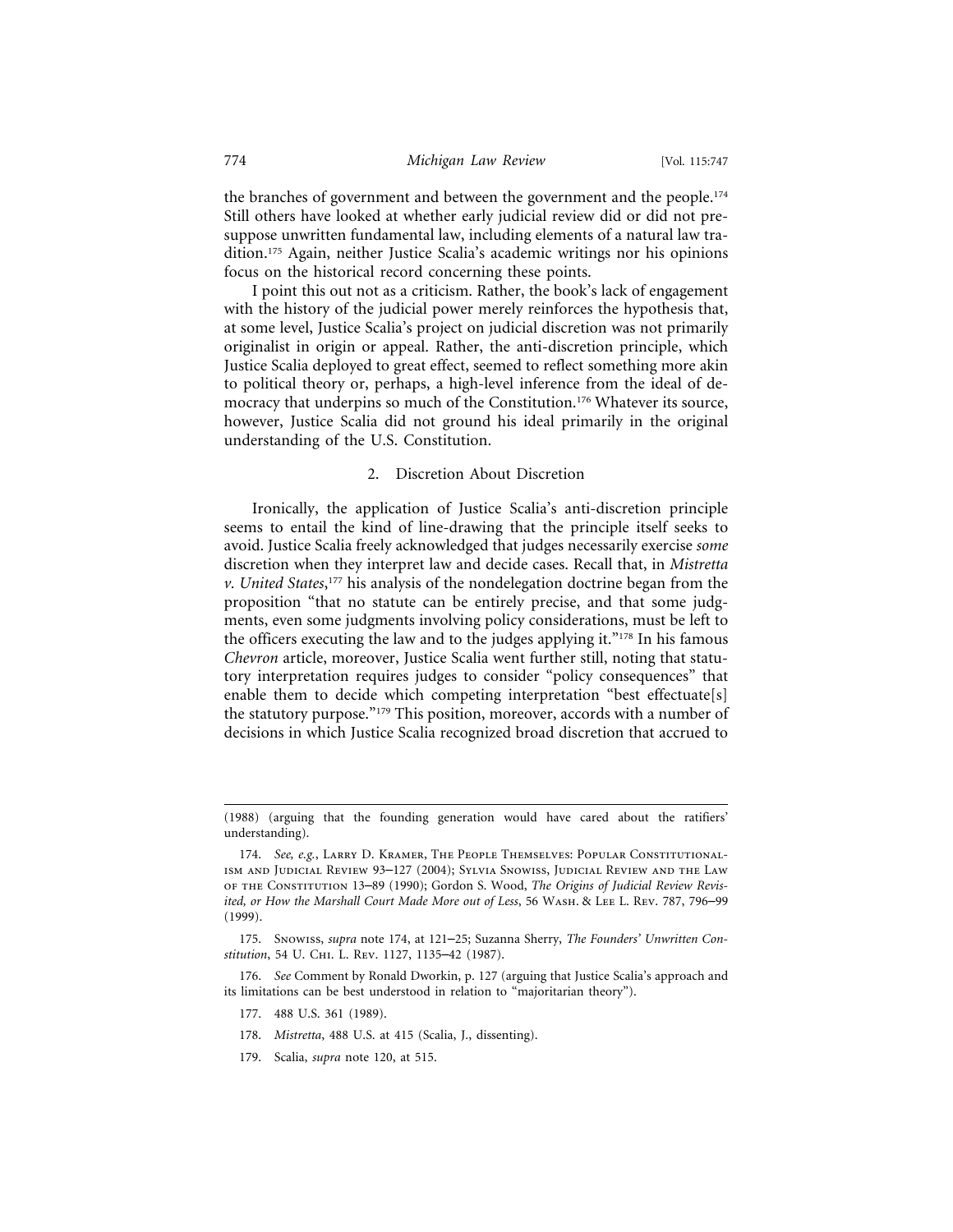the branches of government and between the government and the people.[174] Still others have looked at whether early judicial review did or did not presuppose unwritten fundamental law, including elements of a natural law tradition.[175] Again, neither Justice Scalia's academic writings nor his opinions focus on the historical record concerning these points.

I point this out not as a criticism. Rather, the book's lack of engagement with the history of the judicial power merely reinforces the hypothesis that, at some level, Justice Scalia's project on judicial discretion was not primarily originalist in origin or appeal. Rather, the anti-discretion principle, which Justice Scalia deployed to great effect, seemed to reflect something more akin to political theory or, perhaps, a high-level inference from the ideal of democracy that underpins so much of the Constitution.[176] Whatever its source, however, Justice Scalia did not ground his ideal primarily in the original understanding of the U.S. Constitution.

### 2. Discretion About Discretion

Ironically, the application of Justice Scalia's anti-discretion principle seems to entail the kind of line-drawing that the principle itself seeks to avoid. Justice Scalia freely acknowledged that judges necessarily exercise *some* discretion when they interpret law and decide cases. Recall that, in *Mistretta v. United States*,[177] his analysis of the nondelegation doctrine began from the proposition "that no statute can be entirely precise, and that some judgments, even some judgments involving policy considerations, must be left to the officers executing the law and to the judges applying it."[178] In his famous *Chevron* article, moreover, Justice Scalia went further still, noting that statutory interpretation requires judges to consider "policy consequences" that enable them to decide which competing interpretation "best effectuate[s] the statutory purpose."[179] This position, moreover, accords with a number of decisions in which Justice Scalia recognized broad discretion that accrued to

---

(1988) (arguing that the founding generation would have cared about the ratifiers' understanding).

174. *See, e.g.*, Larry D. Kramer, The People Themselves: Popular Constitutionalism and Judicial Review 93–127 (2004); Sylvia Snowiss, Judicial Review and the Law of the Constitution 13–89 (1990); Gordon S. Wood, *The Origins of Judicial Review Revisited, or How the Marshall Court Made More out of Less*, 56 Wash. & Lee L. Rev. 787, 796–99 (1999).

175. Snowiss, *supra* note 174, at 121–25; Suzanna Sherry, *The Founders' Unwritten Constitution*, 54 U. Chi. L. Rev. 1127, 1135–42 (1987).

176. *See* Comment by Ronald Dworkin, p. 127 (arguing that Justice Scalia's approach and its limitations can be best understood in relation to "majoritarian theory").

177. 488 U.S. 361 (1989).

178. *Mistretta*, 488 U.S. at 415 (Scalia, J., dissenting).

179. Scalia, *supra* note 120, at 515.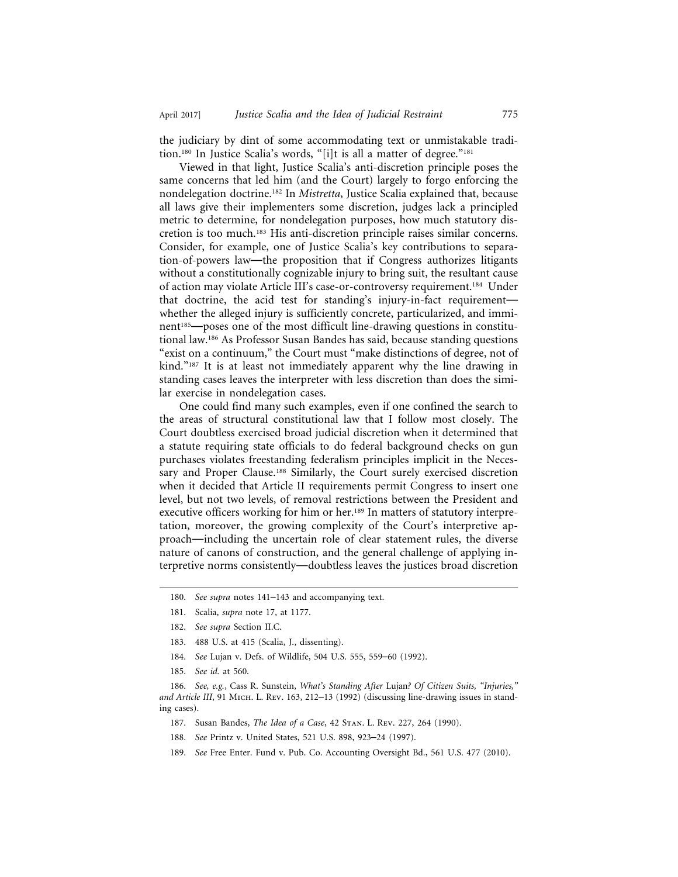the judiciary by dint of some accommodating text or unmistakable tradition.[180] In Justice Scalia's words, "[i]t is all a matter of degree."[181]

Viewed in that light, Justice Scalia's anti-discretion principle poses the same concerns that led him (and the Court) largely to forgo enforcing the nondelegation doctrine.[182] In *Mistretta*, Justice Scalia explained that, because all laws give their implementers some discretion, judges lack a principled metric to determine, for nondelegation purposes, how much statutory discretion is too much.[183] His anti-discretion principle raises similar concerns. Consider, for example, one of Justice Scalia's key contributions to separation-of-powers law—the proposition that if Congress authorizes litigants without a constitutionally cognizable injury to bring suit, the resultant cause of action may violate Article III's case-or-controversy requirement.[184] Under that doctrine, the acid test for standing's injury-in-fact requirement—whether the alleged injury is sufficiently concrete, particularized, and imminent[185]—poses one of the most difficult line-drawing questions in constitutional law.[186] As Professor Susan Bandes has said, because standing questions "exist on a continuum," the Court must "make distinctions of degree, not of kind."[187] It is at least not immediately apparent why the line drawing in standing cases leaves the interpreter with less discretion than does the similar exercise in nondelegation cases.

One could find many such examples, even if one confined the search to the areas of structural constitutional law that I follow most closely. The Court doubtless exercised broad judicial discretion when it determined that a statute requiring state officials to do federal background checks on gun purchases violates freestanding federalism principles implicit in the Necessary and Proper Clause.[188] Similarly, the Court surely exercised discretion when it decided that Article II requirements permit Congress to insert one level, but not two levels, of removal restrictions between the President and executive officers working for him or her.[189] In matters of statutory interpretation, moreover, the growing complexity of the Court's interpretive approach—including the uncertain role of clear statement rules, the diverse nature of canons of construction, and the general challenge of applying interpretive norms consistently—doubtless leaves the justices broad discretion

180. *See supra* notes 141–143 and accompanying text.

181. Scalia, *supra* note 17, at 1177.

182. *See supra* Section II.C.

183. 488 U.S. at 415 (Scalia, J., dissenting).

184. *See* Lujan v. Defs. of Wildlife, 504 U.S. 555, 559–60 (1992).

185. *See id.* at 560.

186. *See, e.g.*, Cass R. Sunstein, *What's Standing After* Lujan*? Of Citizen Suits, "Injuries," and Article III*, 91 Mich. L. Rev. 163, 212–13 (1992) (discussing line-drawing issues in standing cases).

187. Susan Bandes, *The Idea of a Case*, 42 Stan. L. Rev. 227, 264 (1990).

188. *See* Printz v. United States, 521 U.S. 898, 923–24 (1997).

189. *See* Free Enter. Fund v. Pub. Co. Accounting Oversight Bd., 561 U.S. 477 (2010).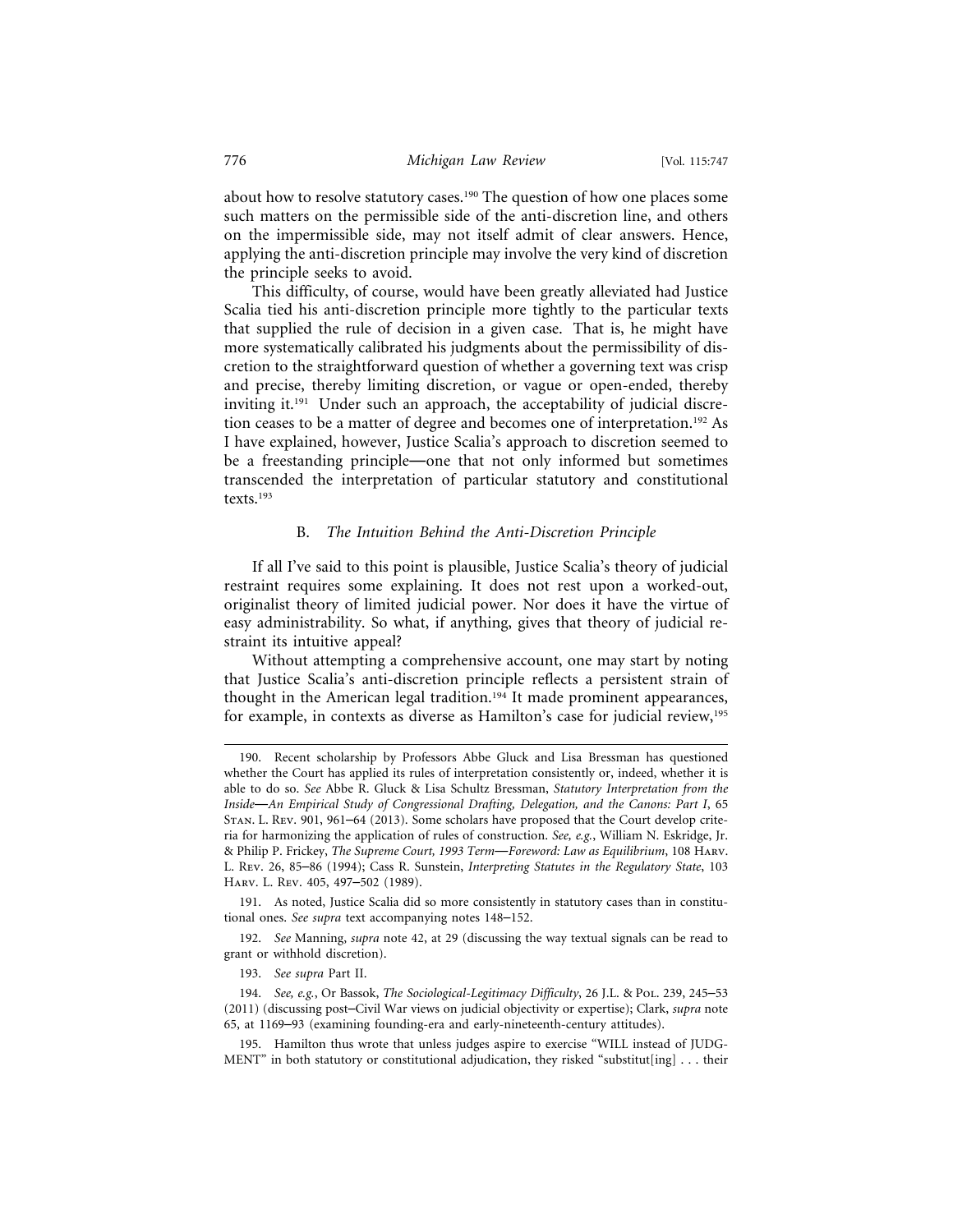about how to resolve statutory cases.[190] The question of how one places some such matters on the permissible side of the anti-discretion line, and others on the impermissible side, may not itself admit of clear answers. Hence, applying the anti-discretion principle may involve the very kind of discretion the principle seeks to avoid.

This difficulty, of course, would have been greatly alleviated had Justice Scalia tied his anti-discretion principle more tightly to the particular texts that supplied the rule of decision in a given case. That is, he might have more systematically calibrated his judgments about the permissibility of discretion to the straightforward question of whether a governing text was crisp and precise, thereby limiting discretion, or vague or open-ended, thereby inviting it.[191] Under such an approach, the acceptability of judicial discretion ceases to be a matter of degree and becomes one of interpretation.[192] As I have explained, however, Justice Scalia's approach to discretion seemed to be a freestanding principle—one that not only informed but sometimes transcended the interpretation of particular statutory and constitutional texts.[193]

### B. *The Intuition Behind the Anti-Discretion Principle*

If all I've said to this point is plausible, Justice Scalia's theory of judicial restraint requires some explaining. It does not rest upon a worked-out, originalist theory of limited judicial power. Nor does it have the virtue of easy administrability. So what, if anything, gives that theory of judicial restraint its intuitive appeal?

Without attempting a comprehensive account, one may start by noting that Justice Scalia's anti-discretion principle reflects a persistent strain of thought in the American legal tradition.[194] It made prominent appearances, for example, in contexts as diverse as Hamilton's case for judicial review,[195]

---

190. Recent scholarship by Professors Abbe Gluck and Lisa Bressman has questioned whether the Court has applied its rules of interpretation consistently or, indeed, whether it is able to do so. *See* Abbe R. Gluck & Lisa Schultz Bressman, *Statutory Interpretation from the Inside—An Empirical Study of Congressional Drafting, Delegation, and the Canons: Part I*, 65 Stan. L. Rev. 901, 961–64 (2013). Some scholars have proposed that the Court develop criteria for harmonizing the application of rules of construction. *See, e.g.*, William N. Eskridge, Jr. & Philip P. Frickey, *The Supreme Court, 1993 Term—Foreword: Law as Equilibrium*, 108 Harv. L. Rev. 26, 85–86 (1994); Cass R. Sunstein, *Interpreting Statutes in the Regulatory State*, 103 Harv. L. Rev. 405, 497–502 (1989).

191. As noted, Justice Scalia did so more consistently in statutory cases than in constitutional ones. *See supra* text accompanying notes 148–152.

192. *See* Manning, *supra* note 42, at 29 (discussing the way textual signals can be read to grant or withhold discretion).

193. *See supra* Part II.

194. *See, e.g.*, Or Bassok, *The Sociological-Legitimacy Difficulty*, 26 J.L. & Pol. 239, 245–53 (2011) (discussing post–Civil War views on judicial objectivity or expertise); Clark, *supra* note 65, at 1169–93 (examining founding-era and early-nineteenth-century attitudes).

195. Hamilton thus wrote that unless judges aspire to exercise "WILL instead of JUDGMENT" in both statutory or constitutional adjudication, they risked "substitut[ing] . . . their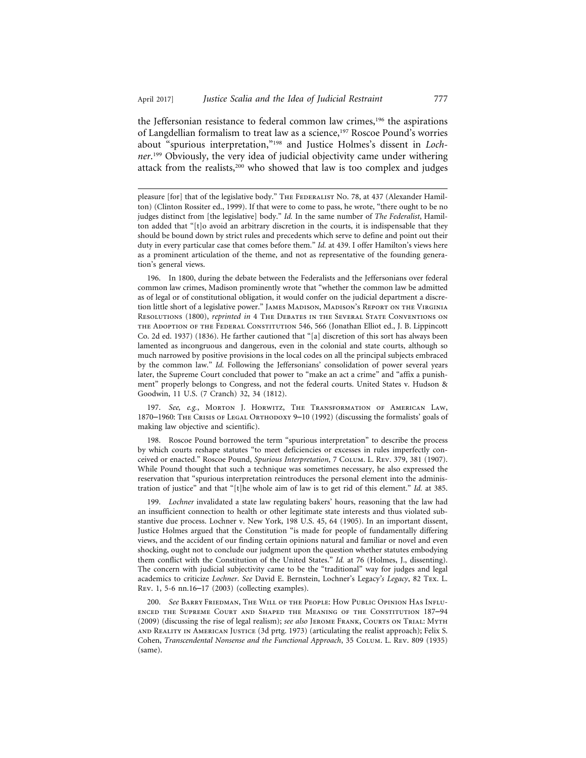the Jeffersonian resistance to federal common law crimes,[196] the aspirations of Langdellian formalism to treat law as a science,[197] Roscoe Pound's worries about "spurious interpretation,"[198] and Justice Holmes's dissent in *Lochner*.[199] Obviously, the very idea of judicial objectivity came under withering attack from the realists,[200] who showed that law is too complex and judges

---

pleasure [for] that of the legislative body." The Federalist No. 78, at 437 (Alexander Hamilton) (Clinton Rossiter ed., 1999). If that were to come to pass, he wrote, "there ought to be no judges distinct from [the legislative] body." *Id.* In the same number of *The Federalist*, Hamilton added that "[t]o avoid an arbitrary discretion in the courts, it is indispensable that they should be bound down by strict rules and precedents which serve to define and point out their duty in every particular case that comes before them." *Id.* at 439. I offer Hamilton's views here as a prominent articulation of the theme, and not as representative of the founding generation's general views.

196. In 1800, during the debate between the Federalists and the Jeffersonians over federal common law crimes, Madison prominently wrote that "whether the common law be admitted as of legal or of constitutional obligation, it would confer on the judicial department a discretion little short of a legislative power." James Madison, Madison's Report on the Virginia Resolutions (1800), *reprinted in* 4 The Debates in the Several State Conventions on the Adoption of the Federal Constitution 546, 566 (Jonathan Elliot ed., J. B. Lippincott Co. 2d ed. 1937) (1836). He farther cautioned that "[a] discretion of this sort has always been lamented as incongruous and dangerous, even in the colonial and state courts, although so much narrowed by positive provisions in the local codes on all the principal subjects embraced by the common law." *Id.* Following the Jeffersonians' consolidation of power several years later, the Supreme Court concluded that power to "make an act a crime" and "affix a punishment" properly belongs to Congress, and not the federal courts. United States v. Hudson & Goodwin, 11 U.S. (7 Cranch) 32, 34 (1812).

197. *See, e.g.*, Morton J. Horwitz, The Transformation of American Law, 1870–1960: The Crisis of Legal Orthodoxy 9–10 (1992) (discussing the formalists' goals of making law objective and scientific).

198. Roscoe Pound borrowed the term "spurious interpretation" to describe the process by which courts reshape statutes "to meet deficiencies or excesses in rules imperfectly conceived or enacted." Roscoe Pound, *Spurious Interpretation*, 7 Colum. L. Rev. 379, 381 (1907). While Pound thought that such a technique was sometimes necessary, he also expressed the reservation that "spurious interpretation reintroduces the personal element into the administration of justice" and that "[t]he whole aim of law is to get rid of this element." *Id.* at 385.

199. *Lochner* invalidated a state law regulating bakers' hours, reasoning that the law had an insufficient connection to health or other legitimate state interests and thus violated substantive due process. Lochner v. New York, 198 U.S. 45, 64 (1905). In an important dissent, Justice Holmes argued that the Constitution "is made for people of fundamentally differing views, and the accident of our finding certain opinions natural and familiar or novel and even shocking, ought not to conclude our judgment upon the question whether statutes embodying them conflict with the Constitution of the United States." *Id.* at 76 (Holmes, J., dissenting). The concern with judicial subjectivity came to be the "traditional" way for judges and legal academics to criticize *Lochner*. *See* David E. Bernstein, Lochner*'s Legacy's Legacy*, 82 Tex. L. Rev. 1, 5-6 nn.16–17 (2003) (collecting examples).

200. *See* Barry Friedman, The Will of the People: How Public Opinion Has Influenced the Supreme Court and Shaped the Meaning of the Constitution 187–94 (2009) (discussing the rise of legal realism); *see also* Jerome Frank, Courts on Trial: Myth and Reality in American Justice (3d prtg. 1973) (articulating the realist approach); Felix S. Cohen, *Transcendental Nonsense and the Functional Approach*, 35 Colum. L. Rev. 809 (1935) (same).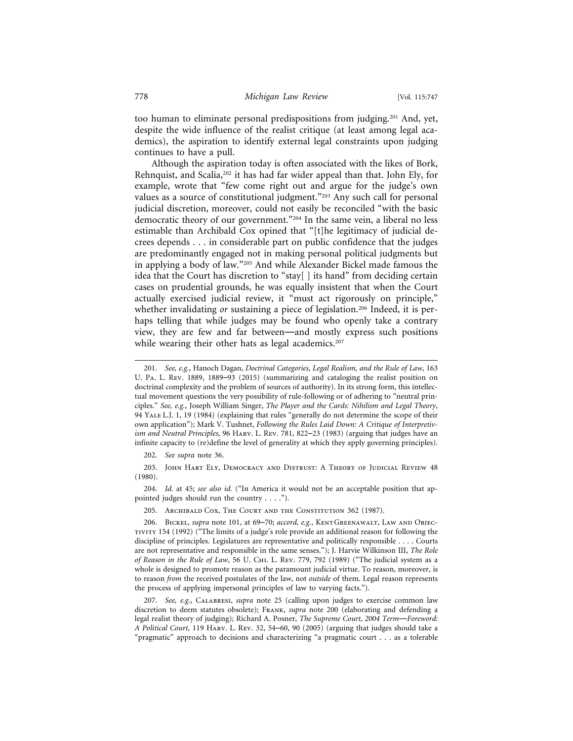too human to eliminate personal predispositions from judging.[201] And, yet, despite the wide influence of the realist critique (at least among legal academics), the aspiration to identify external legal constraints upon judging continues to have a pull.

Although the aspiration today is often associated with the likes of Bork, Rehnquist, and Scalia,[202] it has had far wider appeal than that. John Ely, for example, wrote that "few come right out and argue for the judge's own values as a source of constitutional judgment."[203] Any such call for personal judicial discretion, moreover, could not easily be reconciled "with the basic democratic theory of our government."[204] In the same vein, a liberal no less estimable than Archibald Cox opined that "[t]he legitimacy of judicial decrees depends . . . in considerable part on public confidence that the judges are predominantly engaged not in making personal political judgments but in applying a body of law."[205] And while Alexander Bickel made famous the idea that the Court has discretion to "stay[ ] its hand" from deciding certain cases on prudential grounds, he was equally insistent that when the Court actually exercised judicial review, it "must act rigorously on principle," whether invalidating *or* sustaining a piece of legislation.[206] Indeed, it is perhaps telling that while judges may be found who openly take a contrary view, they are few and far between—and mostly express such positions while wearing their other hats as legal academics.[207]

---

201. *See, e.g.*, Hanoch Dagan, *Doctrinal Categories, Legal Realism, and the Rule of Law*, 163 U. Pa. L. Rev. 1889, 1889–93 (2015) (summarizing and cataloging the realist position on doctrinal complexity and the problem of sources of authority). In its strong form, this intellectual movement questions the very possibility of rule-following or of adhering to "neutral principles." *See, e.g.*, Joseph William Singer, *The Player and the Cards: Nihilism and Legal Theory*, 94 Yale L.J. 1, 19 (1984) (explaining that rules "generally do not determine the scope of their own application"); Mark V. Tushnet, *Following the Rules Laid Down: A Critique of Interpretivism and Neutral Principles*, 96 Harv. L. Rev. 781, 822–23 (1983) (arguing that judges have an infinite capacity to (re)define the level of generality at which they apply governing principles).

202. *See supra* note 36.

203. John Hart Ely, Democracy and Distrust: A Theory of Judicial Review 48 (1980).

204. *Id.* at 45; *see also id.* ("In America it would not be an acceptable position that appointed judges should run the country . . . .").

205. Archibald Cox, The Court and the Constitution 362 (1987).

206. Bickel, *supra* note 101, at 69–70; *accord, e.g.*, Kent Greenawalt, Law and Objectivity 154 (1992) ("The limits of a judge's role provide an additional reason for following the discipline of principles. Legislatures are representative and politically responsible . . . . Courts are not representative and responsible in the same senses."); J. Harvie Wilkinson III, *The Role of Reason in the Rule of Law*, 56 U. Chi. L. Rev. 779, 792 (1989) ("The judicial system as a whole is designed to promote reason as the paramount judicial virtue. To reason, moreover, is to reason *from* the received postulates of the law, not *outside* of them. Legal reason represents the process of applying impersonal principles of law to varying facts.").

207. *See, e.g.*, Calabresi, *supra* note 25 (calling upon judges to exercise common law discretion to deem statutes obsolete); Frank, *supra* note 200 (elaborating and defending a legal realist theory of judging); Richard A. Posner, *The Supreme Court, 2004 Term—Foreword: A Political Court*, 119 Harv. L. Rev. 32, 54–60, 90 (2005) (arguing that judges should take a "pragmatic" approach to decisions and characterizing "a pragmatic court . . . as a tolerable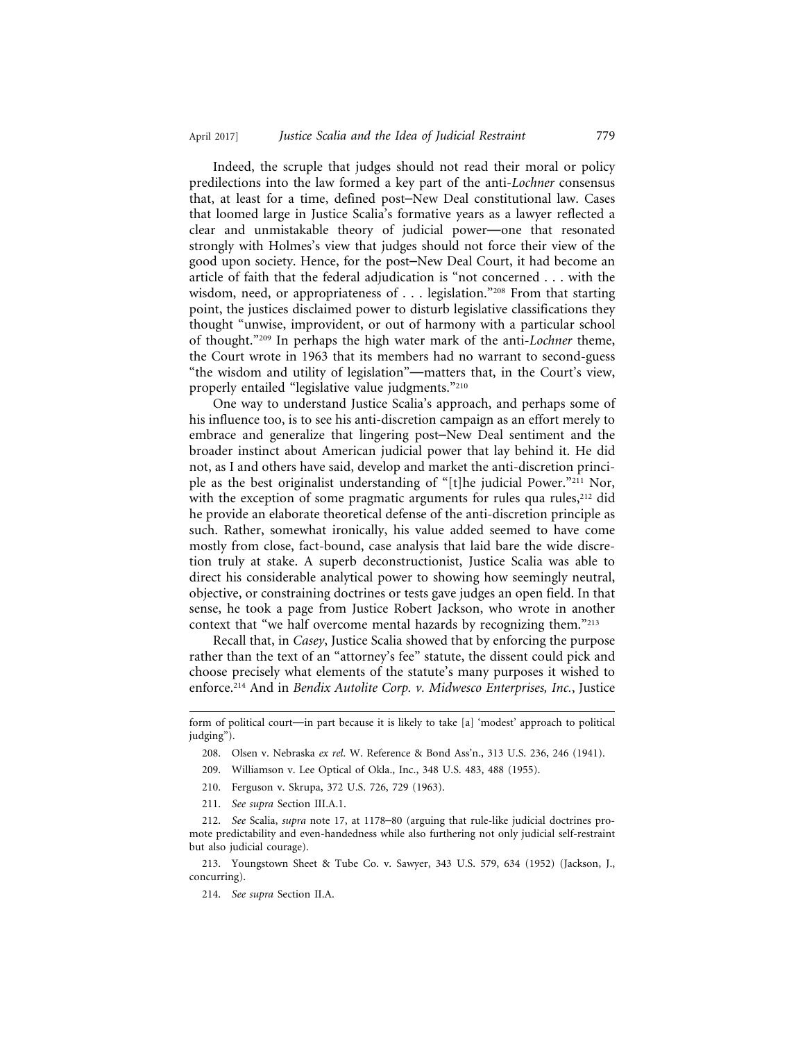Indeed, the scruple that judges should not read their moral or policy predilections into the law formed a key part of the anti-*Lochner* consensus that, at least for a time, defined post–New Deal constitutional law. Cases that loomed large in Justice Scalia's formative years as a lawyer reflected a clear and unmistakable theory of judicial power—one that resonated strongly with Holmes's view that judges should not force their view of the good upon society. Hence, for the post–New Deal Court, it had become an article of faith that the federal adjudication is "not concerned . . . with the wisdom, need, or appropriateness of . . . legislation."[208] From that starting point, the justices disclaimed power to disturb legislative classifications they thought "unwise, improvident, or out of harmony with a particular school of thought."[209] In perhaps the high water mark of the anti-*Lochner* theme, the Court wrote in 1963 that its members had no warrant to second-guess "the wisdom and utility of legislation"—matters that, in the Court's view, properly entailed "legislative value judgments."[210]

One way to understand Justice Scalia's approach, and perhaps some of his influence too, is to see his anti-discretion campaign as an effort merely to embrace and generalize that lingering post–New Deal sentiment and the broader instinct about American judicial power that lay behind it. He did not, as I and others have said, develop and market the anti-discretion principle as the best originalist understanding of "[t]he judicial Power."[211] Nor, with the exception of some pragmatic arguments for rules qua rules,[212] did he provide an elaborate theoretical defense of the anti-discretion principle as such. Rather, somewhat ironically, his value added seemed to have come mostly from close, fact-bound, case analysis that laid bare the wide discretion truly at stake. A superb deconstructionist, Justice Scalia was able to direct his considerable analytical power to showing how seemingly neutral, objective, or constraining doctrines or tests gave judges an open field. In that sense, he took a page from Justice Robert Jackson, who wrote in another context that "we half overcome mental hazards by recognizing them."[213]

Recall that, in *Casey*, Justice Scalia showed that by enforcing the purpose rather than the text of an "attorney's fee" statute, the dissent could pick and choose precisely what elements of the statute's many purposes it wished to enforce.[214] And in *Bendix Autolite Corp. v. Midwesco Enterprises, Inc.*, Justice

---

form of political court—in part because it is likely to take [a] 'modest' approach to political judging").

208. Olsen v. Nebraska *ex rel.* W. Reference & Bond Ass'n., 313 U.S. 236, 246 (1941).

209. Williamson v. Lee Optical of Okla., Inc., 348 U.S. 483, 488 (1955).

210. Ferguson v. Skrupa, 372 U.S. 726, 729 (1963).

211. *See supra* Section III.A.1.

212. *See* Scalia, *supra* note 17, at 1178–80 (arguing that rule-like judicial doctrines promote predictability and even-handedness while also furthering not only judicial self-restraint but also judicial courage).

213. Youngstown Sheet & Tube Co. v. Sawyer, 343 U.S. 579, 634 (1952) (Jackson, J., concurring).

214. *See supra* Section II.A.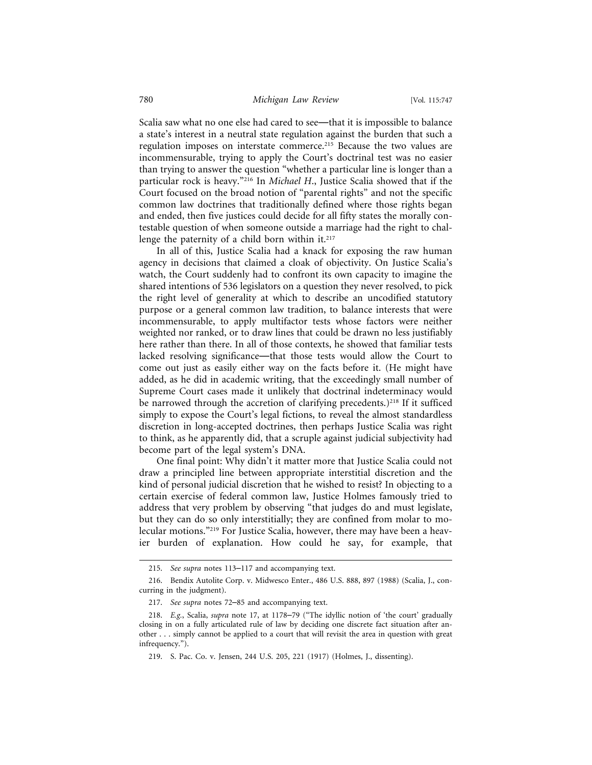Scalia saw what no one else had cared to see—that it is impossible to balance a state's interest in a neutral state regulation against the burden that such a regulation imposes on interstate commerce.[215] Because the two values are incommensurable, trying to apply the Court's doctrinal test was no easier than trying to answer the question "whether a particular line is longer than a particular rock is heavy."[216] In *Michael H.*, Justice Scalia showed that if the Court focused on the broad notion of "parental rights" and not the specific common law doctrines that traditionally defined where those rights began and ended, then five justices could decide for all fifty states the morally contestable question of when someone outside a marriage had the right to challenge the paternity of a child born within it.[217]

In all of this, Justice Scalia had a knack for exposing the raw human agency in decisions that claimed a cloak of objectivity. On Justice Scalia's watch, the Court suddenly had to confront its own capacity to imagine the shared intentions of 536 legislators on a question they never resolved, to pick the right level of generality at which to describe an uncodified statutory purpose or a general common law tradition, to balance interests that were incommensurable, to apply multifactor tests whose factors were neither weighted nor ranked, or to draw lines that could be drawn no less justifiably here rather than there. In all of those contexts, he showed that familiar tests lacked resolving significance—that those tests would allow the Court to come out just as easily either way on the facts before it. (He might have added, as he did in academic writing, that the exceedingly small number of Supreme Court cases made it unlikely that doctrinal indeterminacy would be narrowed through the accretion of clarifying precedents.)[218] If it sufficed simply to expose the Court's legal fictions, to reveal the almost standardless discretion in long-accepted doctrines, then perhaps Justice Scalia was right to think, as he apparently did, that a scruple against judicial subjectivity had become part of the legal system's DNA.

One final point: Why didn't it matter more that Justice Scalia could not draw a principled line between appropriate interstitial discretion and the kind of personal judicial discretion that he wished to resist? In objecting to a certain exercise of federal common law, Justice Holmes famously tried to address that very problem by observing "that judges do and must legislate, but they can do so only interstitially; they are confined from molar to molecular motions."[219] For Justice Scalia, however, there may have been a heavier burden of explanation. How could he say, for example, that

---

215. *See supra* notes 113–117 and accompanying text.

216. Bendix Autolite Corp. v. Midwesco Enter., 486 U.S. 888, 897 (1988) (Scalia, J., concurring in the judgment).

217. *See supra* notes 72–85 and accompanying text.

218. *E.g.*, Scalia, *supra* note 17, at 1178–79 ("The idyllic notion of 'the court' gradually closing in on a fully articulated rule of law by deciding one discrete fact situation after another . . . simply cannot be applied to a court that will revisit the area in question with great infrequency.").

219. S. Pac. Co. v. Jensen, 244 U.S. 205, 221 (1917) (Holmes, J., dissenting).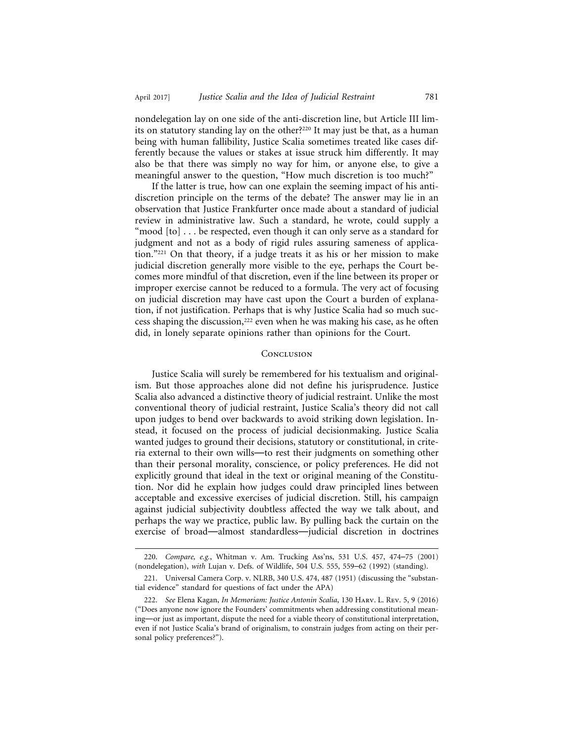nondelegation lay on one side of the anti-discretion line, but Article III limits on statutory standing lay on the other?[220] It may just be that, as a human being with human fallibility, Justice Scalia sometimes treated like cases differently because the values or stakes at issue struck him differently. It may also be that there was simply no way for him, or anyone else, to give a meaningful answer to the question, "How much discretion is too much?"

If the latter is true, how can one explain the seeming impact of his anti-discretion principle on the terms of the debate? The answer may lie in an observation that Justice Frankfurter once made about a standard of judicial review in administrative law. Such a standard, he wrote, could supply a "mood [to] . . . be respected, even though it can only serve as a standard for judgment and not as a body of rigid rules assuring sameness of application."[221] On that theory, if a judge treats it as his or her mission to make judicial discretion generally more visible to the eye, perhaps the Court becomes more mindful of that discretion, even if the line between its proper or improper exercise cannot be reduced to a formula. The very act of focusing on judicial discretion may have cast upon the Court a burden of explanation, if not justification. Perhaps that is why Justice Scalia had so much success shaping the discussion,[222] even when he was making his case, as he often did, in lonely separate opinions rather than opinions for the Court.

## Conclusion

Justice Scalia will surely be remembered for his textualism and originalism. But those approaches alone did not define his jurisprudence. Justice Scalia also advanced a distinctive theory of judicial restraint. Unlike the most conventional theory of judicial restraint, Justice Scalia's theory did not call upon judges to bend over backwards to avoid striking down legislation. Instead, it focused on the process of judicial decisionmaking. Justice Scalia wanted judges to ground their decisions, statutory or constitutional, in criteria external to their own wills—to rest their judgments on something other than their personal morality, conscience, or policy preferences. He did not explicitly ground that ideal in the text or original meaning of the Constitution. Nor did he explain how judges could draw principled lines between acceptable and excessive exercises of judicial discretion. Still, his campaign against judicial subjectivity doubtless affected the way we talk about, and perhaps the way we practice, public law. By pulling back the curtain on the exercise of broad—almost standardless—judicial discretion in doctrines

---

220. *Compare, e.g.*, Whitman v. Am. Trucking Ass'ns, 531 U.S. 457, 474–75 (2001) (nondelegation), *with* Lujan v. Defs. of Wildlife, 504 U.S. 555, 559–62 (1992) (standing).

221. Universal Camera Corp. v. NLRB, 340 U.S. 474, 487 (1951) (discussing the "substantial evidence" standard for questions of fact under the APA)

222. *See* Elena Kagan, *In Memoriam: Justice Antonin Scalia*, 130 Harv. L. Rev. 5, 9 (2016) ("Does anyone now ignore the Founders' commitments when addressing constitutional meaning—or just as important, dispute the need for a viable theory of constitutional interpretation, even if not Justice Scalia's brand of originalism, to constrain judges from acting on their personal policy preferences?").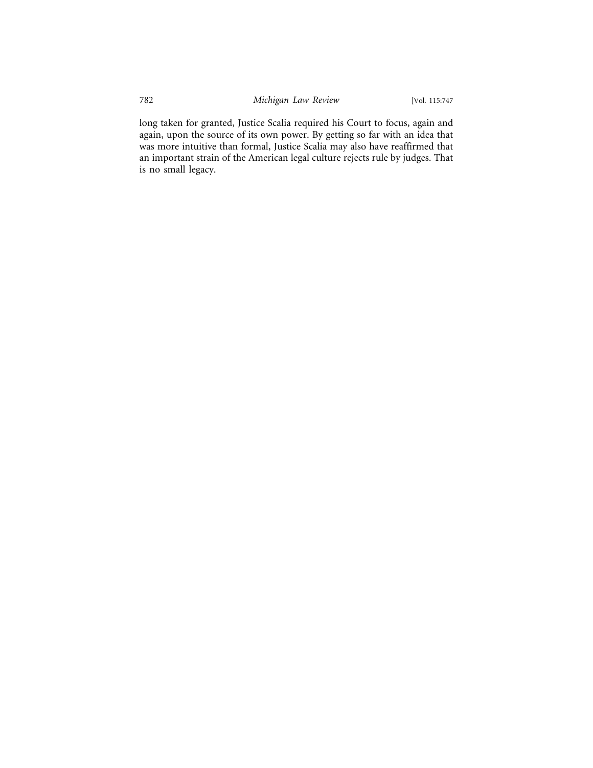long taken for granted, Justice Scalia required his Court to focus, again and again, upon the source of its own power. By getting so far with an idea that was more intuitive than formal, Justice Scalia may also have reaffirmed that an important strain of the American legal culture rejects rule by judges. That is no small legacy.